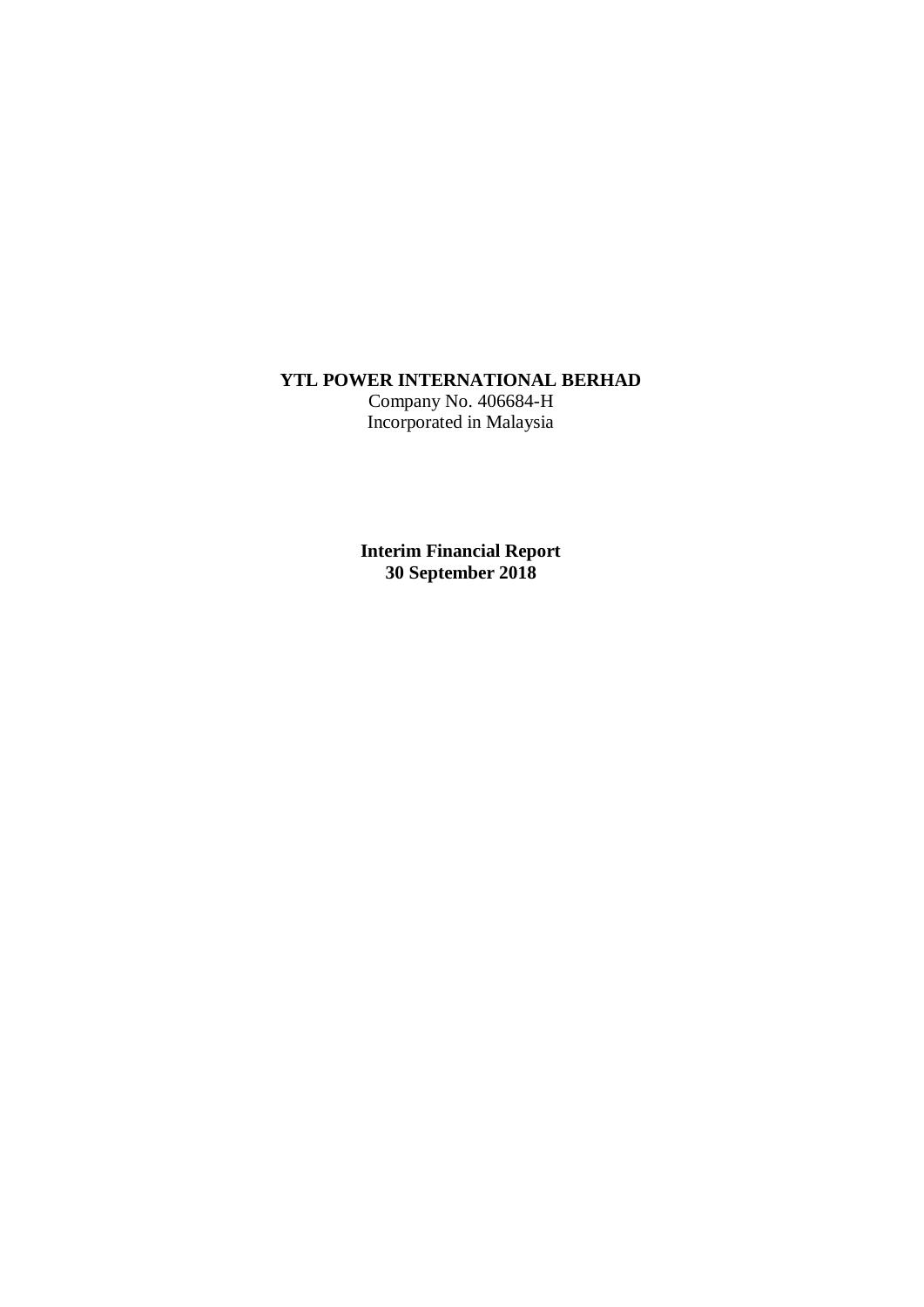**YTL POWER INTERNATIONAL BERHAD**
Company No. 406684-H
Incorporated in Malaysia

**Interim Financial Report**
**30 September 2018**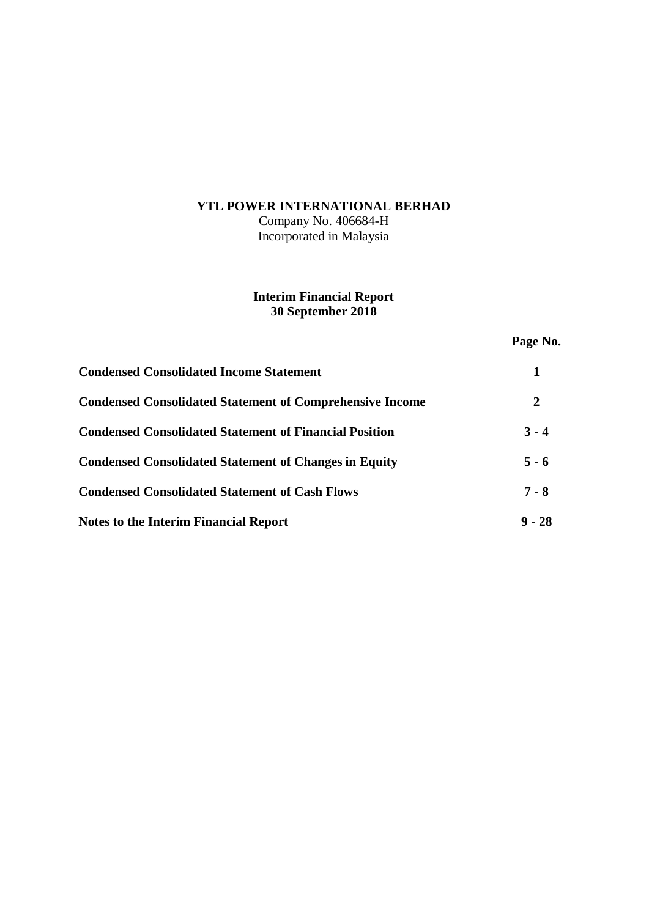**YTL POWER INTERNATIONAL BERHAD**
Company No. 406684-H
Incorporated in Malaysia

**Interim Financial Report**
**30 September 2018**

| | **Page No.** |
|---|---|
| **Condensed Consolidated Income Statement** | **1** |
| **Condensed Consolidated Statement of Comprehensive Income** | **2** |
| **Condensed Consolidated Statement of Financial Position** | **3 - 4** |
| **Condensed Consolidated Statement of Changes in Equity** | **5 - 6** |
| **Condensed Consolidated Statement of Cash Flows** | **7 - 8** |
| **Notes to the Interim Financial Report** | **9 - 28** |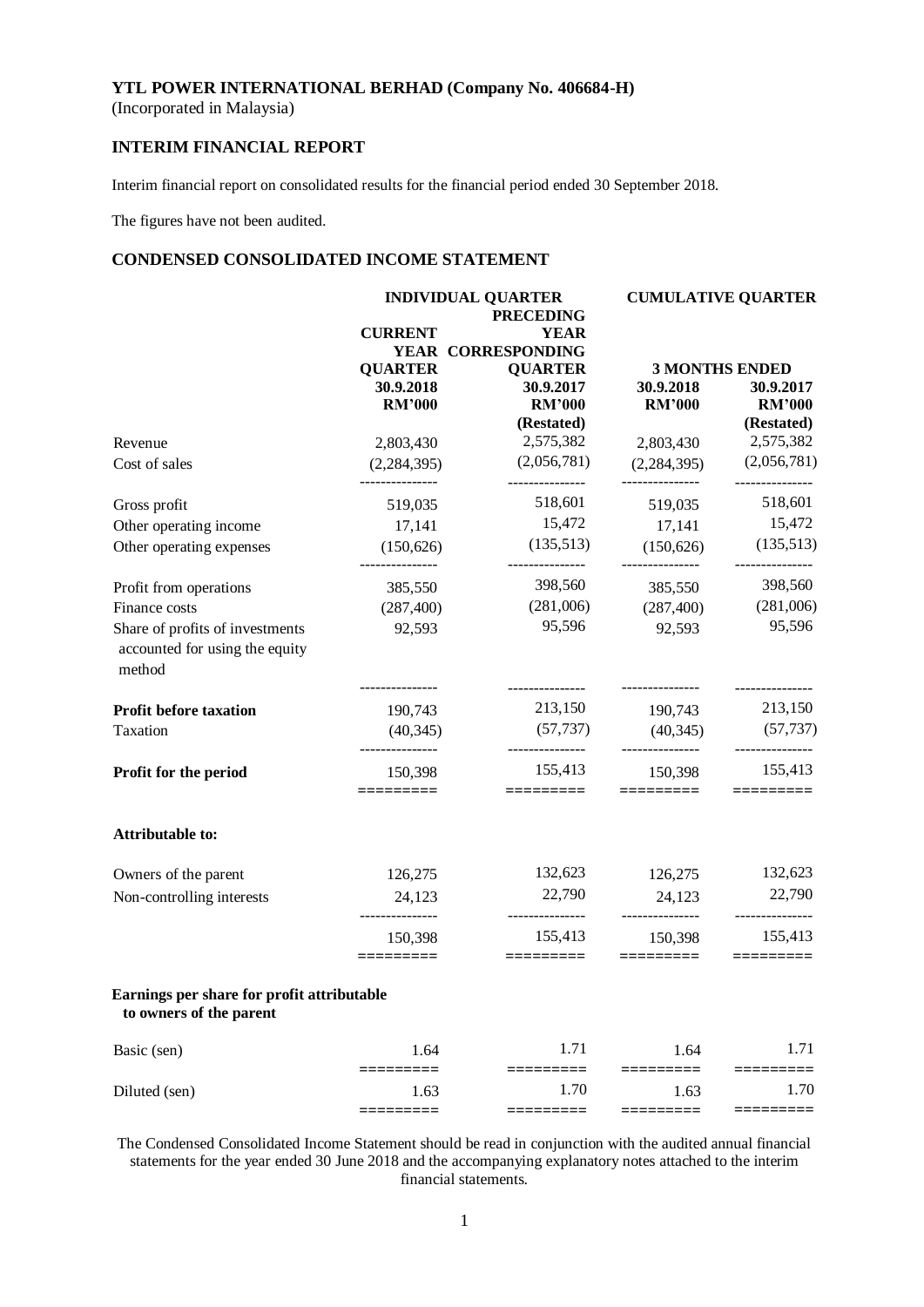**YTL POWER INTERNATIONAL BERHAD (Company No. 406684-H)**
(Incorporated in Malaysia)

## INTERIM FINANCIAL REPORT

Interim financial report on consolidated results for the financial period ended 30 September 2018.

The figures have not been audited.

## CONDENSED CONSOLIDATED INCOME STATEMENT

| | INDIVIDUAL QUARTER | | CUMULATIVE QUARTER | |
|---|---|---|---|---|
| | CURRENT YEAR QUARTER | PRECEDING YEAR CORRESPONDING QUARTER | 3 MONTHS ENDED | |
| | 30.9.2018 | 30.9.2017 | 30.9.2018 | 30.9.2017 |
| | RM'000 | RM'000 (Restated) | RM'000 | RM'000 (Restated) |
| Revenue | 2,803,430 | 2,575,382 | 2,803,430 | 2,575,382 |
| Cost of sales | (2,284,395) | (2,056,781) | (2,284,395) | (2,056,781) |
| Gross profit | 519,035 | 518,601 | 519,035 | 518,601 |
| Other operating income | 17,141 | 15,472 | 17,141 | 15,472 |
| Other operating expenses | (150,626) | (135,513) | (150,626) | (135,513) |
| Profit from operations | 385,550 | 398,560 | 385,550 | 398,560 |
| Finance costs | (287,400) | (281,006) | (287,400) | (281,006) |
| Share of profits of investments accounted for using the equity method | 92,593 | 95,596 | 92,593 | 95,596 |
| **Profit before taxation** | 190,743 | 213,150 | 190,743 | 213,150 |
| Taxation | (40,345) | (57,737) | (40,345) | (57,737) |
| **Profit for the period** | 150,398 | 155,413 | 150,398 | 155,413 |
| **Attributable to:** | | | | |
| Owners of the parent | 126,275 | 132,623 | 126,275 | 132,623 |
| Non-controlling interests | 24,123 | 22,790 | 24,123 | 22,790 |
| | 150,398 | 155,413 | 150,398 | 155,413 |
| **Earnings per share for profit attributable to owners of the parent** | | | | |
| Basic (sen) | 1.64 | 1.71 | 1.64 | 1.71 |
| Diluted (sen) | 1.63 | 1.70 | 1.63 | 1.70 |

The Condensed Consolidated Income Statement should be read in conjunction with the audited annual financial statements for the year ended 30 June 2018 and the accompanying explanatory notes attached to the interim financial statements.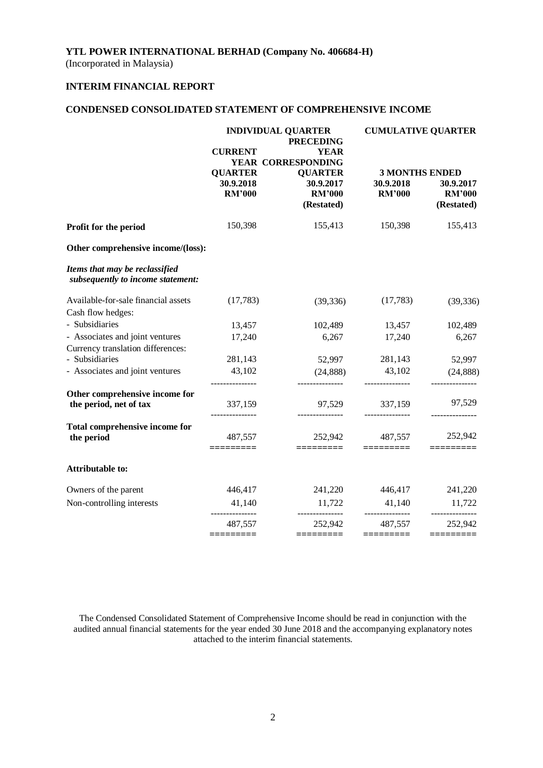**YTL POWER INTERNATIONAL BERHAD (Company No. 406684-H)**
(Incorporated in Malaysia)

## INTERIM FINANCIAL REPORT

## CONDENSED CONSOLIDATED STATEMENT OF COMPREHENSIVE INCOME

| | INDIVIDUAL QUARTER | | CUMULATIVE QUARTER | |
|---|---|---|---|---|
| | CURRENT YEAR QUARTER | PRECEDING YEAR CORRESPONDING QUARTER | 3 MONTHS ENDED | |
| | 30.9.2018 | 30.9.2017 | 30.9.2018 | 30.9.2017 |
| | RM'000 | RM'000 (Restated) | RM'000 | RM'000 (Restated) |
| **Profit for the period** | 150,398 | 155,413 | 150,398 | 155,413 |
| **Other comprehensive income/(loss):** | | | | |
| ***Items that may be reclassified subsequently to income statement:*** | | | | |
| Available-for-sale financial assets | (17,783) | (39,336) | (17,783) | (39,336) |
| Cash flow hedges: | | | | |
| - Subsidiaries | 13,457 | 102,489 | 13,457 | 102,489 |
| - Associates and joint ventures | 17,240 | 6,267 | 17,240 | 6,267 |
| Currency translation differences: | | | | |
| - Subsidiaries | 281,143 | 52,997 | 281,143 | 52,997 |
| - Associates and joint ventures | 43,102 | (24,888) | 43,102 | (24,888) |
| **Other comprehensive income for the period, net of tax** | 337,159 | 97,529 | 337,159 | 97,529 |
| **Total comprehensive income for the period** | 487,557 | 252,942 | 487,557 | 252,942 |
| **Attributable to:** | | | | |
| Owners of the parent | 446,417 | 241,220 | 446,417 | 241,220 |
| Non-controlling interests | 41,140 | 11,722 | 41,140 | 11,722 |
| | 487,557 | 252,942 | 487,557 | 252,942 |

The Condensed Consolidated Statement of Comprehensive Income should be read in conjunction with the audited annual financial statements for the year ended 30 June 2018 and the accompanying explanatory notes attached to the interim financial statements.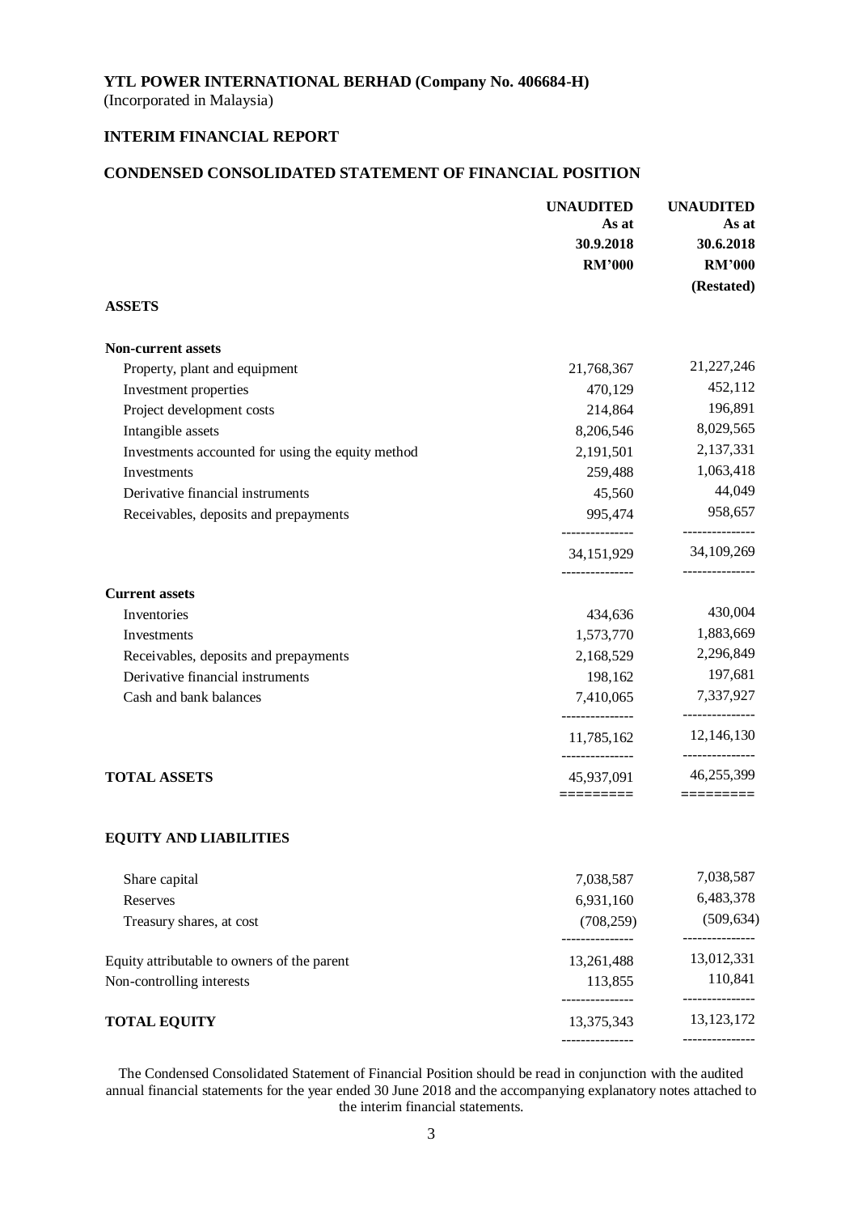**YTL POWER INTERNATIONAL BERHAD (Company No. 406684-H)**
(Incorporated in Malaysia)

**INTERIM FINANCIAL REPORT**

**CONDENSED CONSOLIDATED STATEMENT OF FINANCIAL POSITION**

| | UNAUDITED As at 30.9.2018 RM'000 | UNAUDITED As at 30.6.2018 RM'000 (Restated) |
|---|---|---|
| **ASSETS** | | |
| **Non-current assets** | | |
| Property, plant and equipment | 21,768,367 | 21,227,246 |
| Investment properties | 470,129 | 452,112 |
| Project development costs | 214,864 | 196,891 |
| Intangible assets | 8,206,546 | 8,029,565 |
| Investments accounted for using the equity method | 2,191,501 | 2,137,331 |
| Investments | 259,488 | 1,063,418 |
| Derivative financial instruments | 45,560 | 44,049 |
| Receivables, deposits and prepayments | 995,474 | 958,657 |
| | 34,151,929 | 34,109,269 |
| **Current assets** | | |
| Inventories | 434,636 | 430,004 |
| Investments | 1,573,770 | 1,883,669 |
| Receivables, deposits and prepayments | 2,168,529 | 2,296,849 |
| Derivative financial instruments | 198,162 | 197,681 |
| Cash and bank balances | 7,410,065 | 7,337,927 |
| | 11,785,162 | 12,146,130 |
| **TOTAL ASSETS** | 45,937,091 | 46,255,399 |
| **EQUITY AND LIABILITIES** | | |
| Share capital | 7,038,587 | 7,038,587 |
| Reserves | 6,931,160 | 6,483,378 |
| Treasury shares, at cost | (708,259) | (509,634) |
| Equity attributable to owners of the parent | 13,261,488 | 13,012,331 |
| Non-controlling interests | 113,855 | 110,841 |
| **TOTAL EQUITY** | 13,375,343 | 13,123,172 |

The Condensed Consolidated Statement of Financial Position should be read in conjunction with the audited annual financial statements for the year ended 30 June 2018 and the accompanying explanatory notes attached to the interim financial statements.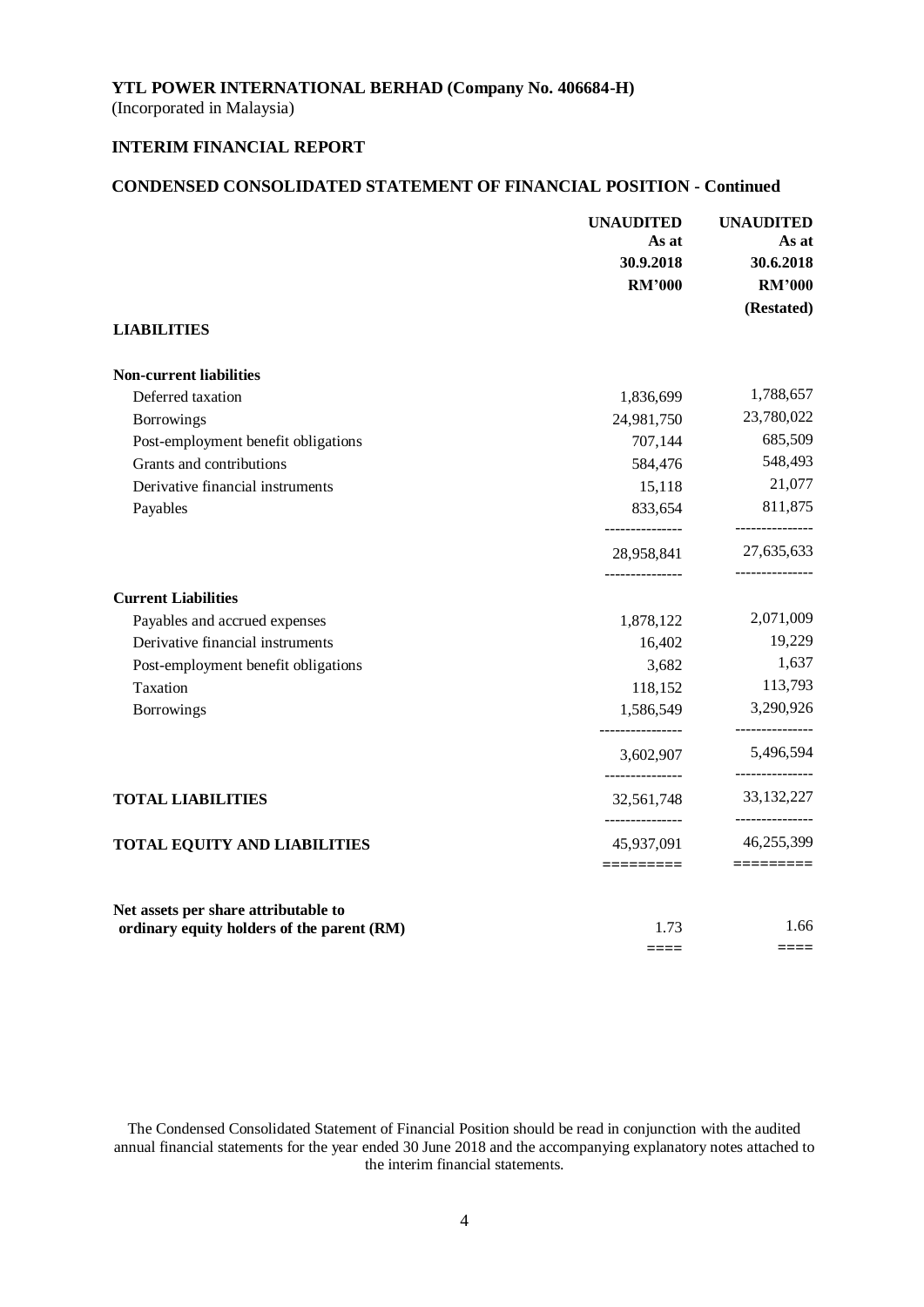**YTL POWER INTERNATIONAL BERHAD (Company No. 406684-H)**
(Incorporated in Malaysia)

**INTERIM FINANCIAL REPORT**

**CONDENSED CONSOLIDATED STATEMENT OF FINANCIAL POSITION - Continued**

| | UNAUDITED As at 30.9.2018 RM'000 | UNAUDITED As at 30.6.2018 RM'000 (Restated) |
|---|---|---|
| **LIABILITIES** | | |
| **Non-current liabilities** | | |
| Deferred taxation | 1,836,699 | 1,788,657 |
| Borrowings | 24,981,750 | 23,780,022 |
| Post-employment benefit obligations | 707,144 | 685,509 |
| Grants and contributions | 584,476 | 548,493 |
| Derivative financial instruments | 15,118 | 21,077 |
| Payables | 833,654 | 811,875 |
| | 28,958,841 | 27,635,633 |
| **Current Liabilities** | | |
| Payables and accrued expenses | 1,878,122 | 2,071,009 |
| Derivative financial instruments | 16,402 | 19,229 |
| Post-employment benefit obligations | 3,682 | 1,637 |
| Taxation | 118,152 | 113,793 |
| Borrowings | 1,586,549 | 3,290,926 |
| | 3,602,907 | 5,496,594 |
| **TOTAL LIABILITIES** | 32,561,748 | 33,132,227 |
| **TOTAL EQUITY AND LIABILITIES** | 45,937,091 | 46,255,399 |
| **Net assets per share attributable to ordinary equity holders of the parent (RM)** | 1.73 | 1.66 |

The Condensed Consolidated Statement of Financial Position should be read in conjunction with the audited annual financial statements for the year ended 30 June 2018 and the accompanying explanatory notes attached to the interim financial statements.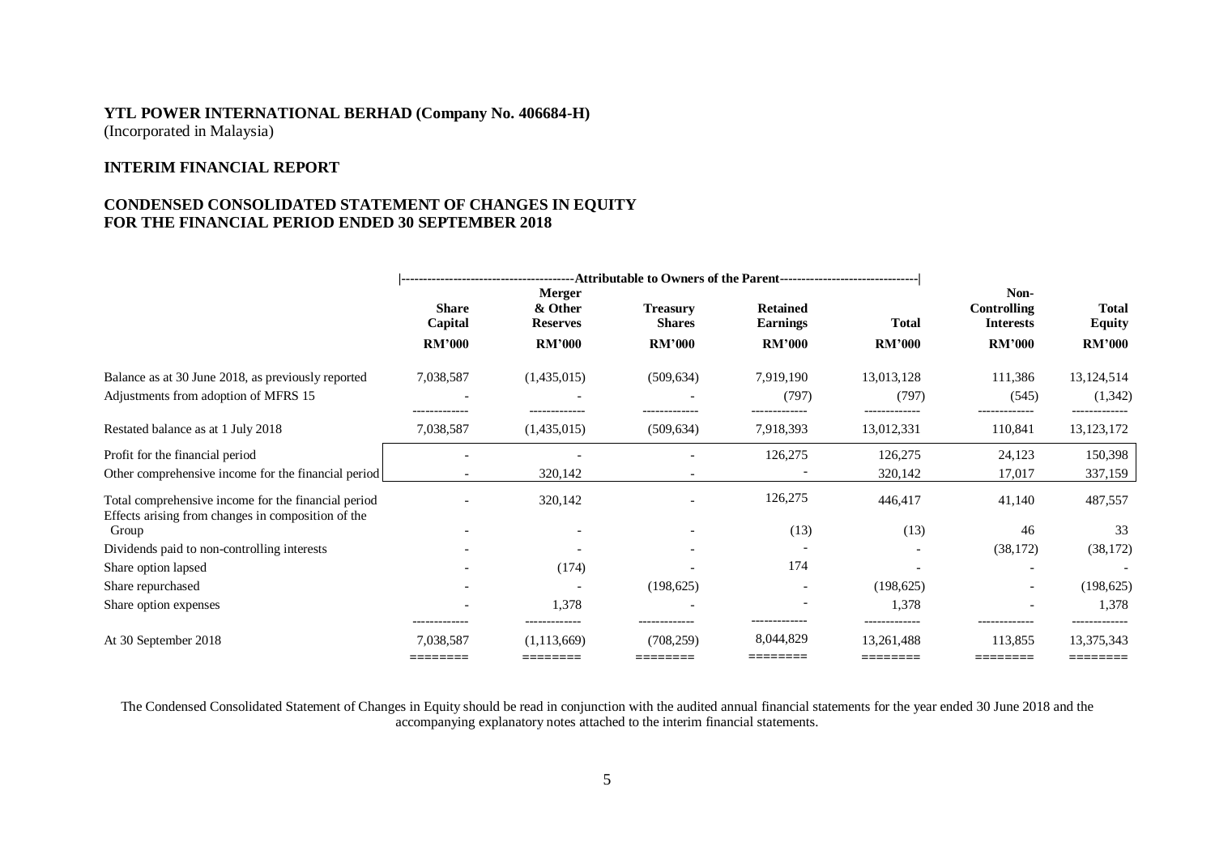**YTL POWER INTERNATIONAL BERHAD (Company No. 406684-H)**
(Incorporated in Malaysia)

**INTERIM FINANCIAL REPORT**

**CONDENSED CONSOLIDATED STATEMENT OF CHANGES IN EQUITY**
**FOR THE FINANCIAL PERIOD ENDED 30 SEPTEMBER 2018**

| | Attributable to Owners of the Parent | | | | | | |
|---|---|---|---|---|---|---|---|
| | Share Capital | Merger & Other Reserves | Treasury Shares | Retained Earnings | Total | Non-Controlling Interests | Total Equity |
| | RM'000 | RM'000 | RM'000 | RM'000 | RM'000 | RM'000 | RM'000 |
| Balance as at 30 June 2018, as previously reported | 7,038,587 | (1,435,015) | (509,634) | 7,919,190 | 13,013,128 | 111,386 | 13,124,514 |
| Adjustments from adoption of MFRS 15 | - | - | - | (797) | (797) | (545) | (1,342) |
| Restated balance as at 1 July 2018 | 7,038,587 | (1,435,015) | (509,634) | 7,918,393 | 13,012,331 | 110,841 | 13,123,172 |
| Profit for the financial period | - | - | - | 126,275 | 126,275 | 24,123 | 150,398 |
| Other comprehensive income for the financial period | - | 320,142 | - | - | 320,142 | 17,017 | 337,159 |
| Total comprehensive income for the financial period | - | 320,142 | - | 126,275 | 446,417 | 41,140 | 487,557 |
| Effects arising from changes in composition of the Group | - | - | - | (13) | (13) | 46 | 33 |
| Dividends paid to non-controlling interests | - | - | - | - | - | (38,172) | (38,172) |
| Share option lapsed | - | (174) | - | 174 | - | - | - |
| Share repurchased | - | - | (198,625) | - | (198,625) | - | (198,625) |
| Share option expenses | - | 1,378 | - | - | 1,378 | - | 1,378 |
| At 30 September 2018 | 7,038,587 | (1,113,669) | (708,259) | 8,044,829 | 13,261,488 | 113,855 | 13,375,343 |

The Condensed Consolidated Statement of Changes in Equity should be read in conjunction with the audited annual financial statements for the year ended 30 June 2018 and the accompanying explanatory notes attached to the interim financial statements.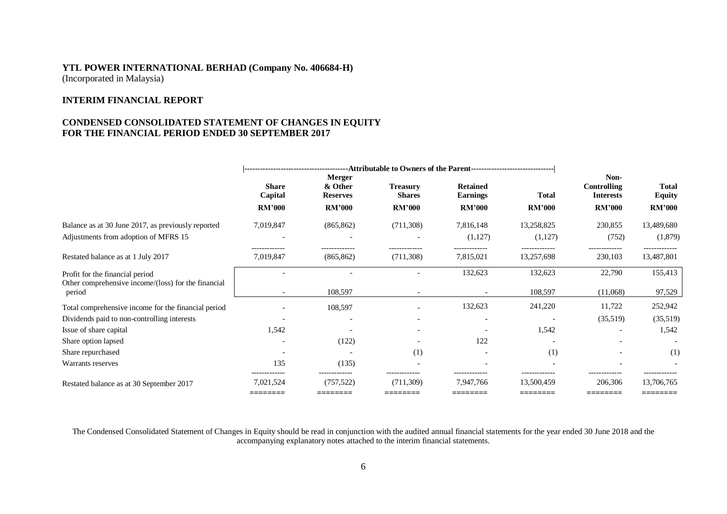**YTL POWER INTERNATIONAL BERHAD (Company No. 406684-H)**
(Incorporated in Malaysia)

**INTERIM FINANCIAL REPORT**

**CONDENSED CONSOLIDATED STATEMENT OF CHANGES IN EQUITY FOR THE FINANCIAL PERIOD ENDED 30 SEPTEMBER 2017**

| | Attributable to Owners of the Parent | | | | | | |
|---|---|---|---|---|---|---|---|
| | **Share Capital** | **Merger & Other Reserves** | **Treasury Shares** | **Retained Earnings** | **Total** | **Non-Controlling Interests** | **Total Equity** |
| | **RM'000** | **RM'000** | **RM'000** | **RM'000** | **RM'000** | **RM'000** | **RM'000** |
| Balance as at 30 June 2017, as previously reported | 7,019,847 | (865,862) | (711,308) | 7,816,148 | 13,258,825 | 230,855 | 13,489,680 |
| Adjustments from adoption of MFRS 15 | - | - | - | (1,127) | (1,127) | (752) | (1,879) |
| Restated balance as at 1 July 2017 | 7,019,847 | (865,862) | (711,308) | 7,815,021 | 13,257,698 | 230,103 | 13,487,801 |
| Profit for the financial period | - | - | - | 132,623 | 132,623 | 22,790 | 155,413 |
| Other comprehensive income/(loss) for the financial period | - | 108,597 | - | - | 108,597 | (11,068) | 97,529 |
| Total comprehensive income for the financial period | - | 108,597 | - | 132,623 | 241,220 | 11,722 | 252,942 |
| Dividends paid to non-controlling interests | - | - | - | - | - | (35,519) | (35,519) |
| Issue of share capital | 1,542 | - | - | - | 1,542 | - | 1,542 |
| Share option lapsed | - | (122) | - | 122 | - | - | - |
| Share repurchased | - | - | (1) | - | (1) | - | (1) |
| Warrants reserves | 135 | (135) | - | - | - | - | - |
| Restated balance as at 30 September 2017 | 7,021,524 | (757,522) | (711,309) | 7,947,766 | 13,500,459 | 206,306 | 13,706,765 |

The Condensed Consolidated Statement of Changes in Equity should be read in conjunction with the audited annual financial statements for the year ended 30 June 2018 and the accompanying explanatory notes attached to the interim financial statements.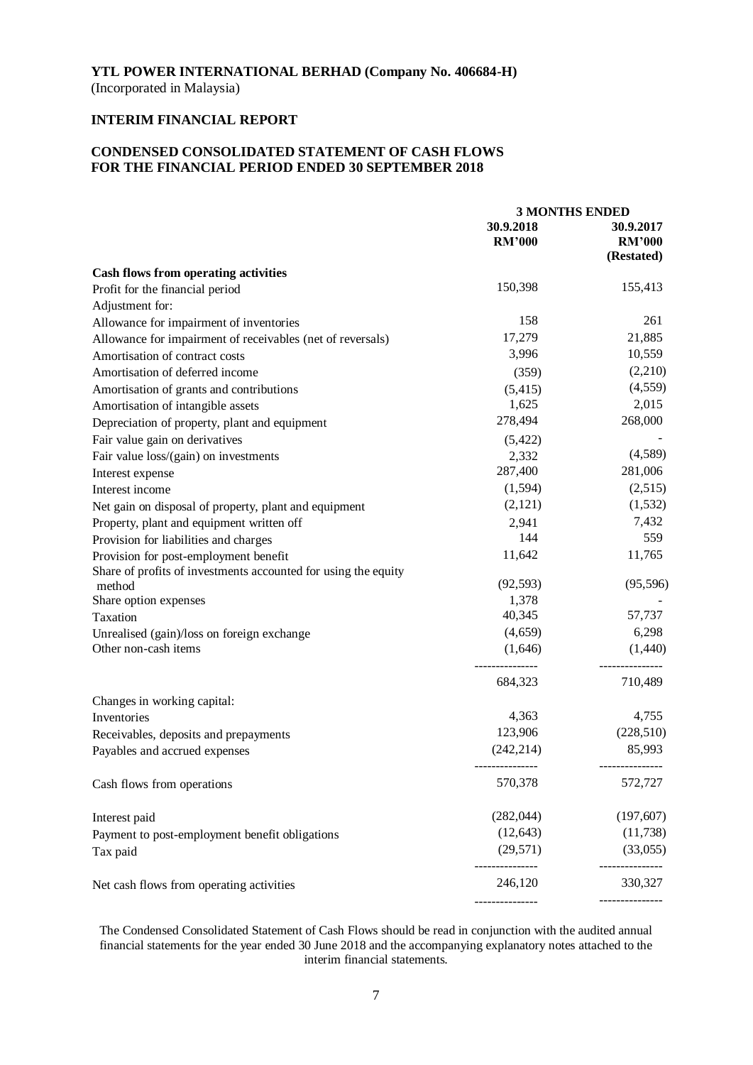**YTL POWER INTERNATIONAL BERHAD (Company No. 406684-H)**
(Incorporated in Malaysia)

**INTERIM FINANCIAL REPORT**

**CONDENSED CONSOLIDATED STATEMENT OF CASH FLOWS FOR THE FINANCIAL PERIOD ENDED 30 SEPTEMBER 2018**

| | 3 MONTHS ENDED | |
|---|---|---|
| | 30.9.2018 RM'000 | 30.9.2017 RM'000 (Restated) |
| **Cash flows from operating activities** | | |
| Profit for the financial period | 150,398 | 155,413 |
| Adjustment for: | | |
| Allowance for impairment of inventories | 158 | 261 |
| Allowance for impairment of receivables (net of reversals) | 17,279 | 21,885 |
| Amortisation of contract costs | 3,996 | 10,559 |
| Amortisation of deferred income | (359) | (2,210) |
| Amortisation of grants and contributions | (5,415) | (4,559) |
| Amortisation of intangible assets | 1,625 | 2,015 |
| Depreciation of property, plant and equipment | 278,494 | 268,000 |
| Fair value gain on derivatives | (5,422) | - |
| Fair value loss/(gain) on investments | 2,332 | (4,589) |
| Interest expense | 287,400 | 281,006 |
| Interest income | (1,594) | (2,515) |
| Net gain on disposal of property, plant and equipment | (2,121) | (1,532) |
| Property, plant and equipment written off | 2,941 | 7,432 |
| Provision for liabilities and charges | 144 | 559 |
| Provision for post-employment benefit | 11,642 | 11,765 |
| Share of profits of investments accounted for using the equity method | (92,593) | (95,596) |
| Share option expenses | 1,378 | - |
| Taxation | 40,345 | 57,737 |
| Unrealised (gain)/loss on foreign exchange | (4,659) | 6,298 |
| Other non-cash items | (1,646) | (1,440) |
| | 684,323 | 710,489 |
| Changes in working capital: | | |
| Inventories | 4,363 | 4,755 |
| Receivables, deposits and prepayments | 123,906 | (228,510) |
| Payables and accrued expenses | (242,214) | 85,993 |
| Cash flows from operations | 570,378 | 572,727 |
| Interest paid | (282,044) | (197,607) |
| Payment to post-employment benefit obligations | (12,643) | (11,738) |
| Tax paid | (29,571) | (33,055) |
| Net cash flows from operating activities | 246,120 | 330,327 |

The Condensed Consolidated Statement of Cash Flows should be read in conjunction with the audited annual financial statements for the year ended 30 June 2018 and the accompanying explanatory notes attached to the interim financial statements.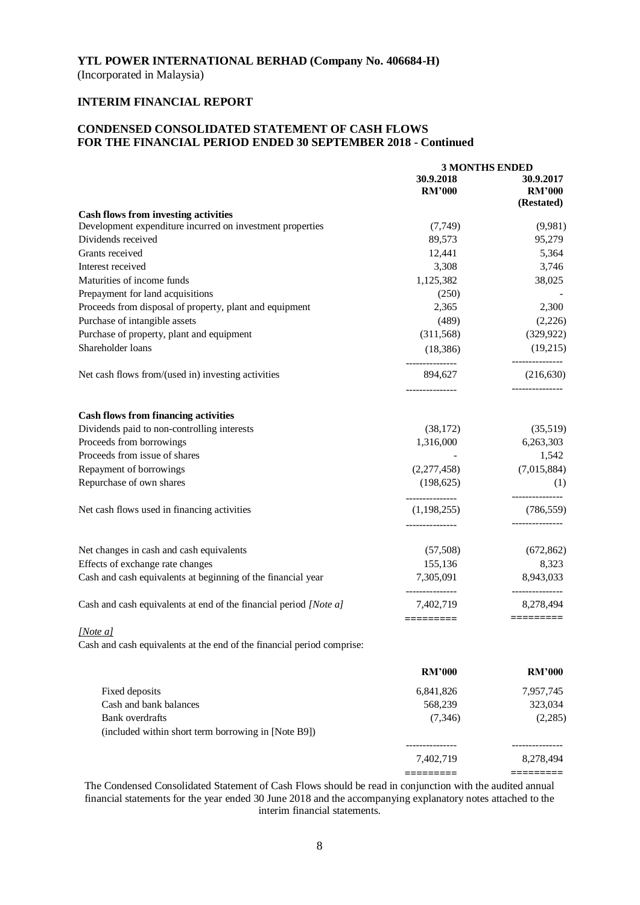**YTL POWER INTERNATIONAL BERHAD (Company No. 406684-H)**
(Incorporated in Malaysia)

**INTERIM FINANCIAL REPORT**

**CONDENSED CONSOLIDATED STATEMENT OF CASH FLOWS**
**FOR THE FINANCIAL PERIOD ENDED 30 SEPTEMBER 2018 - Continued**

| | 3 MONTHS ENDED | |
|---|---|---|
| | 30.9.2018 RM'000 | 30.9.2017 RM'000 (Restated) |
| **Cash flows from investing activities** | | |
| Development expenditure incurred on investment properties | (7,749) | (9,981) |
| Dividends received | 89,573 | 95,279 |
| Grants received | 12,441 | 5,364 |
| Interest received | 3,308 | 3,746 |
| Maturities of income funds | 1,125,382 | 38,025 |
| Prepayment for land acquisitions | (250) | - |
| Proceeds from disposal of property, plant and equipment | 2,365 | 2,300 |
| Purchase of intangible assets | (489) | (2,226) |
| Purchase of property, plant and equipment | (311,568) | (329,922) |
| Shareholder loans | (18,386) | (19,215) |
| Net cash flows from/(used in) investing activities | 894,627 | (216,630) |
| **Cash flows from financing activities** | | |
| Dividends paid to non-controlling interests | (38,172) | (35,519) |
| Proceeds from borrowings | 1,316,000 | 6,263,303 |
| Proceeds from issue of shares | - | 1,542 |
| Repayment of borrowings | (2,277,458) | (7,015,884) |
| Repurchase of own shares | (198,625) | (1) |
| Net cash flows used in financing activities | (1,198,255) | (786,559) |
| Net changes in cash and cash equivalents | (57,508) | (672,862) |
| Effects of exchange rate changes | 155,136 | 8,323 |
| Cash and cash equivalents at beginning of the financial year | 7,305,091 | 8,943,033 |
| Cash and cash equivalents at end of the financial period *[Note a]* | 7,402,719 | 8,278,494 |

*[Note a]*

Cash and cash equivalents at the end of the financial period comprise:

| | RM'000 | RM'000 |
|---|---|---|
| Fixed deposits | 6,841,826 | 7,957,745 |
| Cash and bank balances | 568,239 | 323,034 |
| Bank overdrafts (included within short term borrowing in [Note B9]) | (7,346) | (2,285) |
| | 7,402,719 | 8,278,494 |

The Condensed Consolidated Statement of Cash Flows should be read in conjunction with the audited annual financial statements for the year ended 30 June 2018 and the accompanying explanatory notes attached to the interim financial statements.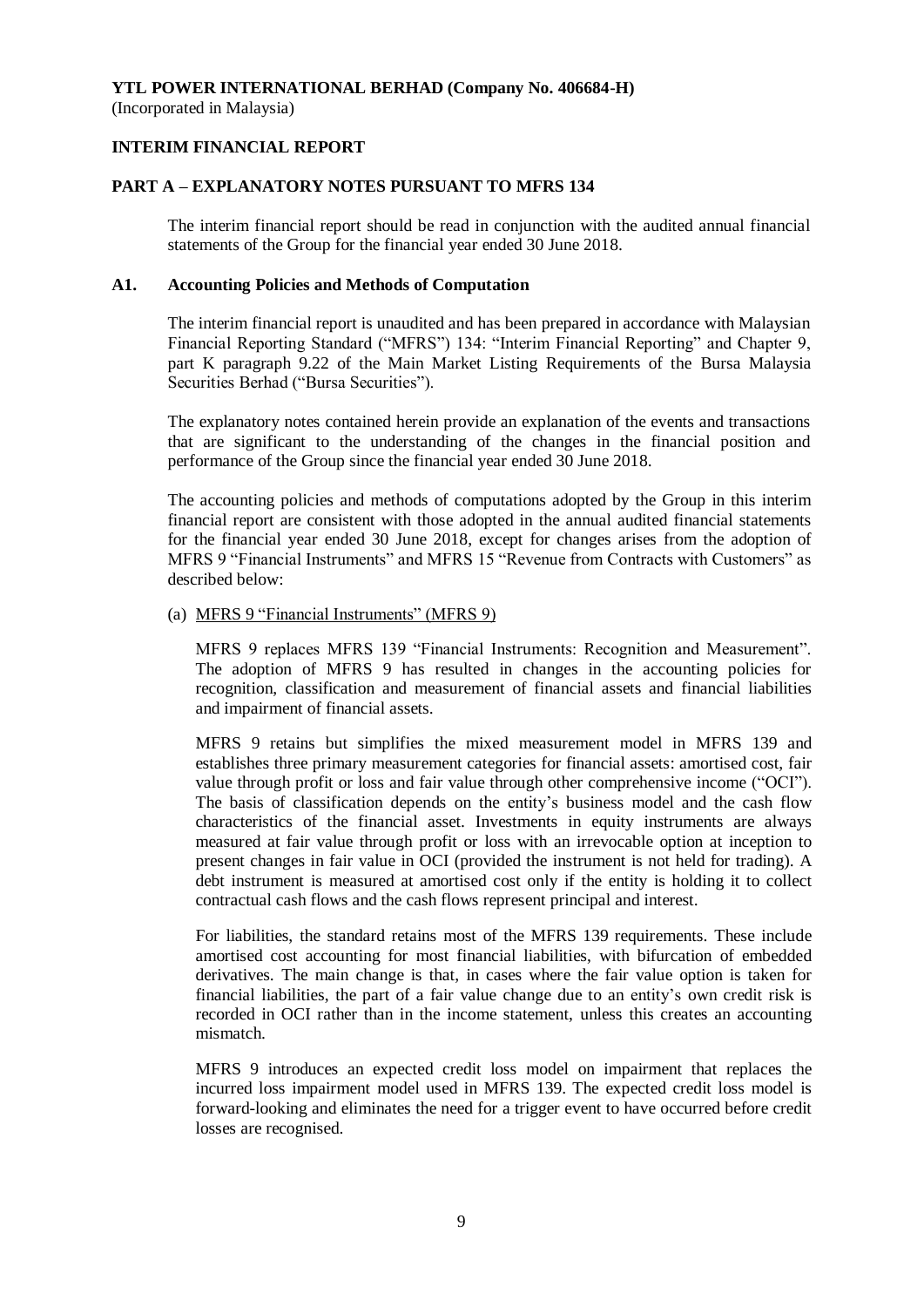**YTL POWER INTERNATIONAL BERHAD (Company No. 406684-H)**
(Incorporated in Malaysia)

**INTERIM FINANCIAL REPORT**

**PART A – EXPLANATORY NOTES PURSUANT TO MFRS 134**

The interim financial report should be read in conjunction with the audited annual financial statements of the Group for the financial year ended 30 June 2018.

**A1. Accounting Policies and Methods of Computation**

The interim financial report is unaudited and has been prepared in accordance with Malaysian Financial Reporting Standard ("MFRS") 134: "Interim Financial Reporting" and Chapter 9, part K paragraph 9.22 of the Main Market Listing Requirements of the Bursa Malaysia Securities Berhad ("Bursa Securities").

The explanatory notes contained herein provide an explanation of the events and transactions that are significant to the understanding of the changes in the financial position and performance of the Group since the financial year ended 30 June 2018.

The accounting policies and methods of computations adopted by the Group in this interim financial report are consistent with those adopted in the annual audited financial statements for the financial year ended 30 June 2018, except for changes arises from the adoption of MFRS 9 "Financial Instruments" and MFRS 15 "Revenue from Contracts with Customers" as described below:

(a) MFRS 9 "Financial Instruments" (MFRS 9)

MFRS 9 replaces MFRS 139 "Financial Instruments: Recognition and Measurement". The adoption of MFRS 9 has resulted in changes in the accounting policies for recognition, classification and measurement of financial assets and financial liabilities and impairment of financial assets.

MFRS 9 retains but simplifies the mixed measurement model in MFRS 139 and establishes three primary measurement categories for financial assets: amortised cost, fair value through profit or loss and fair value through other comprehensive income ("OCI"). The basis of classification depends on the entity's business model and the cash flow characteristics of the financial asset. Investments in equity instruments are always measured at fair value through profit or loss with an irrevocable option at inception to present changes in fair value in OCI (provided the instrument is not held for trading). A debt instrument is measured at amortised cost only if the entity is holding it to collect contractual cash flows and the cash flows represent principal and interest.

For liabilities, the standard retains most of the MFRS 139 requirements. These include amortised cost accounting for most financial liabilities, with bifurcation of embedded derivatives. The main change is that, in cases where the fair value option is taken for financial liabilities, the part of a fair value change due to an entity's own credit risk is recorded in OCI rather than in the income statement, unless this creates an accounting mismatch.

MFRS 9 introduces an expected credit loss model on impairment that replaces the incurred loss impairment model used in MFRS 139. The expected credit loss model is forward-looking and eliminates the need for a trigger event to have occurred before credit losses are recognised.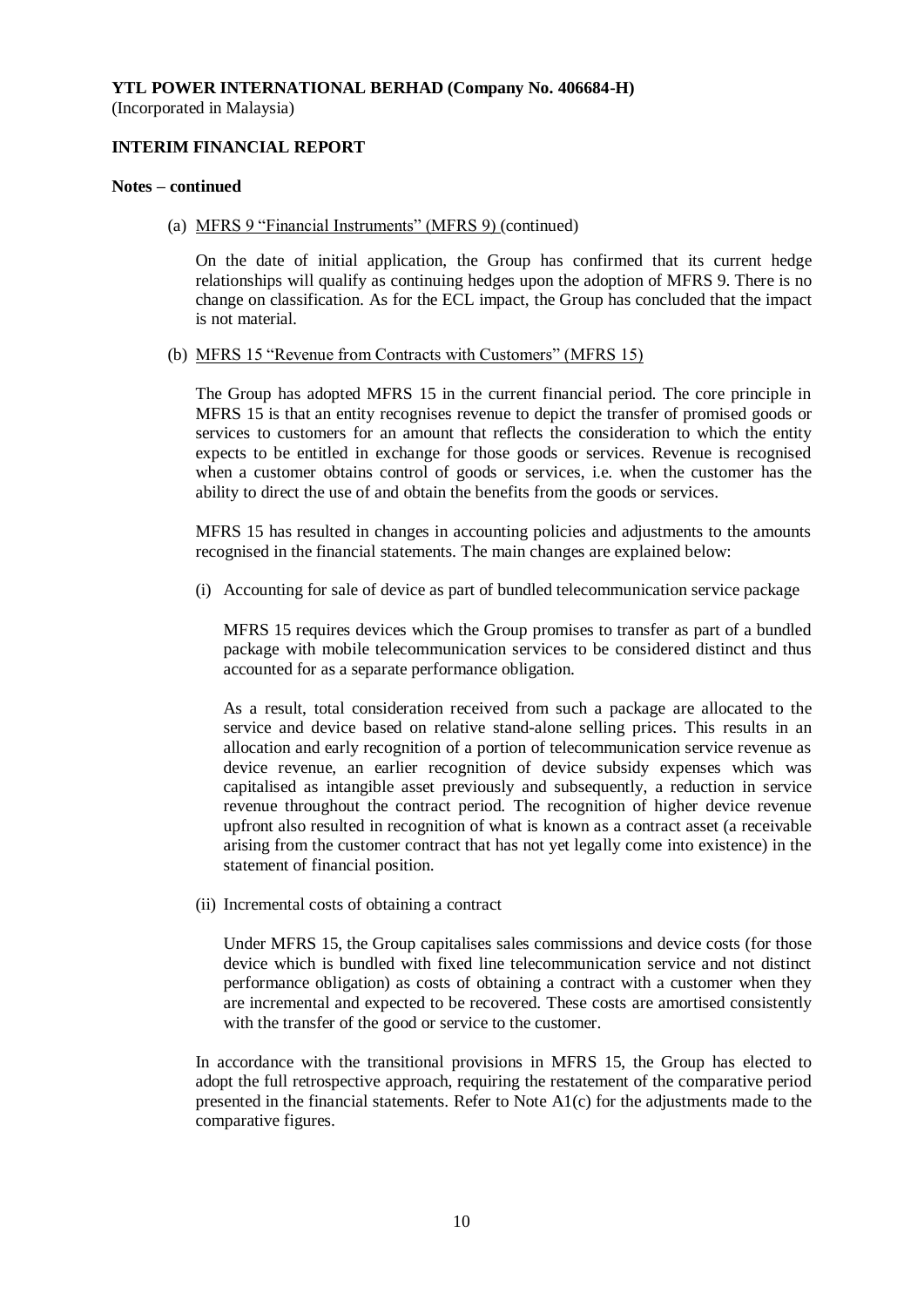**YTL POWER INTERNATIONAL BERHAD (Company No. 406684-H)**
(Incorporated in Malaysia)

**INTERIM FINANCIAL REPORT**

**Notes – continued**

(a) MFRS 9 "Financial Instruments" (MFRS 9) (continued)

On the date of initial application, the Group has confirmed that its current hedge relationships will qualify as continuing hedges upon the adoption of MFRS 9. There is no change on classification. As for the ECL impact, the Group has concluded that the impact is not material.

(b) MFRS 15 "Revenue from Contracts with Customers" (MFRS 15)

The Group has adopted MFRS 15 in the current financial period. The core principle in MFRS 15 is that an entity recognises revenue to depict the transfer of promised goods or services to customers for an amount that reflects the consideration to which the entity expects to be entitled in exchange for those goods or services. Revenue is recognised when a customer obtains control of goods or services, i.e. when the customer has the ability to direct the use of and obtain the benefits from the goods or services.

MFRS 15 has resulted in changes in accounting policies and adjustments to the amounts recognised in the financial statements. The main changes are explained below:

(i) Accounting for sale of device as part of bundled telecommunication service package

MFRS 15 requires devices which the Group promises to transfer as part of a bundled package with mobile telecommunication services to be considered distinct and thus accounted for as a separate performance obligation.

As a result, total consideration received from such a package are allocated to the service and device based on relative stand-alone selling prices. This results in an allocation and early recognition of a portion of telecommunication service revenue as device revenue, an earlier recognition of device subsidy expenses which was capitalised as intangible asset previously and subsequently, a reduction in service revenue throughout the contract period. The recognition of higher device revenue upfront also resulted in recognition of what is known as a contract asset (a receivable arising from the customer contract that has not yet legally come into existence) in the statement of financial position.

(ii) Incremental costs of obtaining a contract

Under MFRS 15, the Group capitalises sales commissions and device costs (for those device which is bundled with fixed line telecommunication service and not distinct performance obligation) as costs of obtaining a contract with a customer when they are incremental and expected to be recovered. These costs are amortised consistently with the transfer of the good or service to the customer.

In accordance with the transitional provisions in MFRS 15, the Group has elected to adopt the full retrospective approach, requiring the restatement of the comparative period presented in the financial statements. Refer to Note A1(c) for the adjustments made to the comparative figures.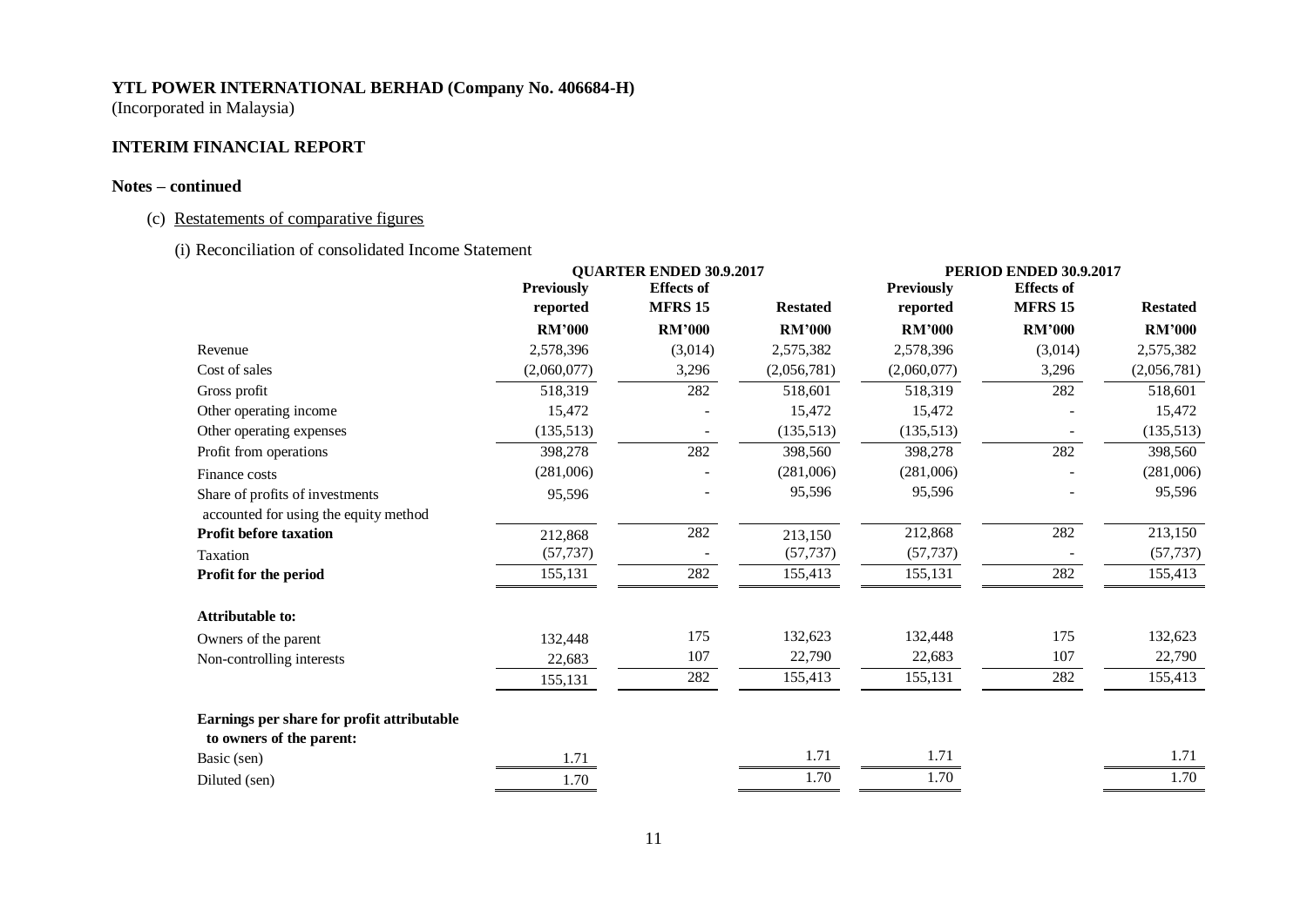**YTL POWER INTERNATIONAL BERHAD (Company No. 406684-H)**
(Incorporated in Malaysia)

**INTERIM FINANCIAL REPORT**

**Notes – continued**

(c) Restatements of comparative figures

(i) Reconciliation of consolidated Income Statement

| | QUARTER ENDED 30.9.2017 | | | PERIOD ENDED 30.9.2017 | | |
|---|---|---|---|---|---|---|
| | **Previously reported** | **Effects of MFRS 15** | **Restated** | **Previously reported** | **Effects of MFRS 15** | **Restated** |
| | **RM'000** | **RM'000** | **RM'000** | **RM'000** | **RM'000** | **RM'000** |
| Revenue | 2,578,396 | (3,014) | 2,575,382 | 2,578,396 | (3,014) | 2,575,382 |
| Cost of sales | (2,060,077) | 3,296 | (2,056,781) | (2,060,077) | 3,296 | (2,056,781) |
| Gross profit | 518,319 | 282 | 518,601 | 518,319 | 282 | 518,601 |
| Other operating income | 15,472 | - | 15,472 | 15,472 | - | 15,472 |
| Other operating expenses | (135,513) | - | (135,513) | (135,513) | - | (135,513) |
| Profit from operations | 398,278 | 282 | 398,560 | 398,278 | 282 | 398,560 |
| Finance costs | (281,006) | - | (281,006) | (281,006) | - | (281,006) |
| Share of profits of investments accounted for using the equity method | 95,596 | - | 95,596 | 95,596 | - | 95,596 |
| **Profit before taxation** | 212,868 | 282 | 213,150 | 212,868 | 282 | 213,150 |
| Taxation | (57,737) | - | (57,737) | (57,737) | - | (57,737) |
| **Profit for the period** | 155,131 | 282 | 155,413 | 155,131 | 282 | 155,413 |
| | | | | | | |
| **Attributable to:** | | | | | | |
| Owners of the parent | 132,448 | 175 | 132,623 | 132,448 | 175 | 132,623 |
| Non-controlling interests | 22,683 | 107 | 22,790 | 22,683 | 107 | 22,790 |
| | 155,131 | 282 | 155,413 | 155,131 | 282 | 155,413 |
| | | | | | | |
| **Earnings per share for profit attributable to owners of the parent:** | | | | | | |
| Basic (sen) | 1.71 | | 1.71 | 1.71 | | 1.71 |
| Diluted (sen) | 1.70 | | 1.70 | 1.70 | | 1.70 |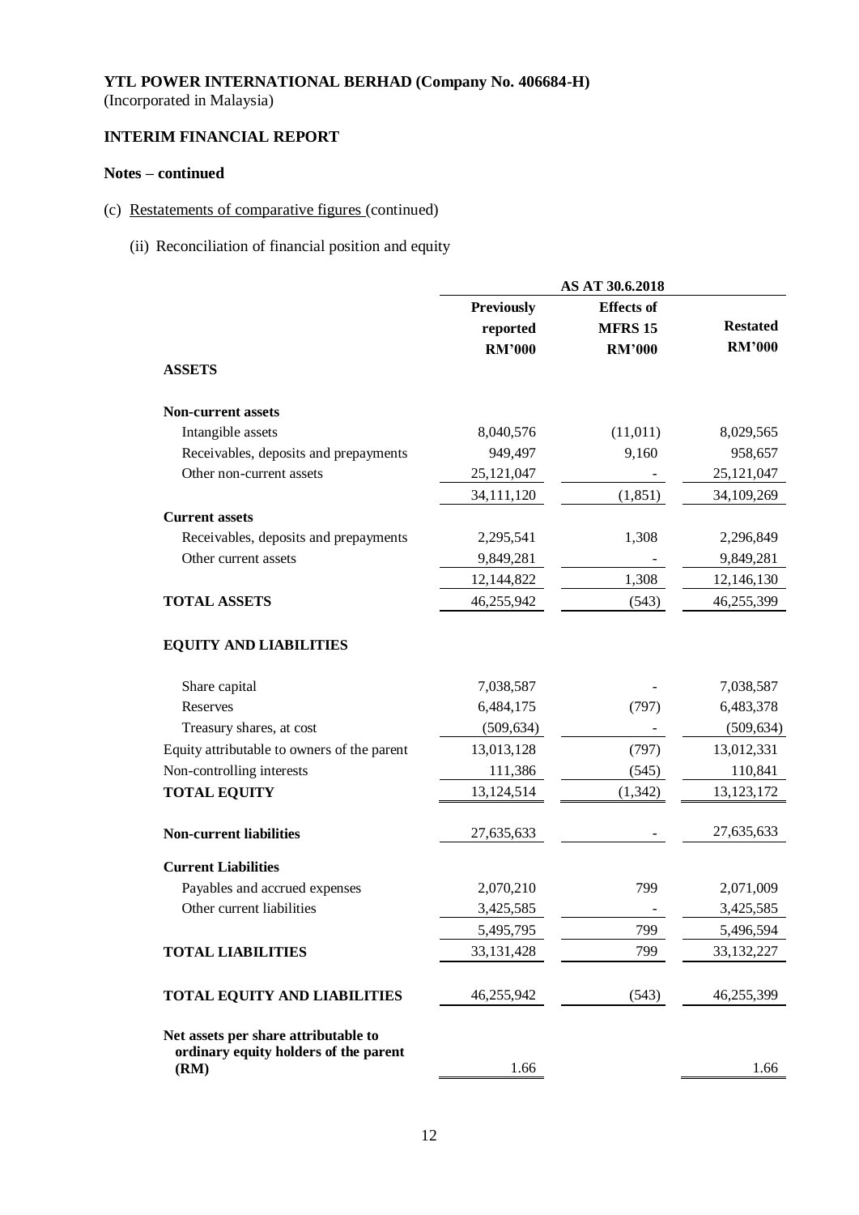**YTL POWER INTERNATIONAL BERHAD (Company No. 406684-H)**
(Incorporated in Malaysia)

**INTERIM FINANCIAL REPORT**

**Notes – continued**

(c) Restatements of comparative figures (continued)

(ii) Reconciliation of financial position and equity

| | AS AT 30.6.2018 | | |
|---|---|---|---|
| | **Previously reported RM'000** | **Effects of MFRS 15 RM'000** | **Restated RM'000** |
| **ASSETS** | | | |
| **Non-current assets** | | | |
| Intangible assets | 8,040,576 | (11,011) | 8,029,565 |
| Receivables, deposits and prepayments | 949,497 | 9,160 | 958,657 |
| Other non-current assets | 25,121,047 | - | 25,121,047 |
| | 34,111,120 | (1,851) | 34,109,269 |
| **Current assets** | | | |
| Receivables, deposits and prepayments | 2,295,541 | 1,308 | 2,296,849 |
| Other current assets | 9,849,281 | - | 9,849,281 |
| | 12,144,822 | 1,308 | 12,146,130 |
| **TOTAL ASSETS** | 46,255,942 | (543) | 46,255,399 |
| **EQUITY AND LIABILITIES** | | | |
| Share capital | 7,038,587 | - | 7,038,587 |
| Reserves | 6,484,175 | (797) | 6,483,378 |
| Treasury shares, at cost | (509,634) | - | (509,634) |
| Equity attributable to owners of the parent | 13,013,128 | (797) | 13,012,331 |
| Non-controlling interests | 111,386 | (545) | 110,841 |
| **TOTAL EQUITY** | 13,124,514 | (1,342) | 13,123,172 |
| **Non-current liabilities** | 27,635,633 | - | 27,635,633 |
| **Current Liabilities** | | | |
| Payables and accrued expenses | 2,070,210 | 799 | 2,071,009 |
| Other current liabilities | 3,425,585 | - | 3,425,585 |
| | 5,495,795 | 799 | 5,496,594 |
| **TOTAL LIABILITIES** | 33,131,428 | 799 | 33,132,227 |
| **TOTAL EQUITY AND LIABILITIES** | 46,255,942 | (543) | 46,255,399 |
| **Net assets per share attributable to ordinary equity holders of the parent (RM)** | 1.66 | | 1.66 |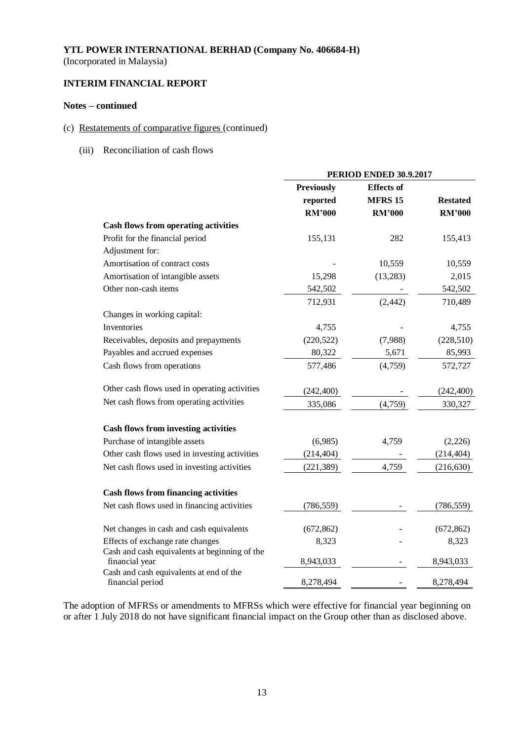**YTL POWER INTERNATIONAL BERHAD (Company No. 406684-H)**
(Incorporated in Malaysia)

**INTERIM FINANCIAL REPORT**

**Notes – continued**

(c) Restatements of comparative figures (continued)

(iii) Reconciliation of cash flows

| | PERIOD ENDED 30.9.2017 | | |
|---|---|---|---|
| | **Previously reported RM'000** | **Effects of MFRS 15 RM'000** | **Restated RM'000** |
| **Cash flows from operating activities** | | | |
| Profit for the financial period | 155,131 | 282 | 155,413 |
| Adjustment for: | | | |
| Amortisation of contract costs | - | 10,559 | 10,559 |
| Amortisation of intangible assets | 15,298 | (13,283) | 2,015 |
| Other non-cash items | 542,502 | - | 542,502 |
| | 712,931 | (2,442) | 710,489 |
| Changes in working capital: | | | |
| Inventories | 4,755 | - | 4,755 |
| Receivables, deposits and prepayments | (220,522) | (7,988) | (228,510) |
| Payables and accrued expenses | 80,322 | 5,671 | 85,993 |
| Cash flows from operations | 577,486 | (4,759) | 572,727 |
| Other cash flows used in operating activities | (242,400) | - | (242,400) |
| Net cash flows from operating activities | 335,086 | (4,759) | 330,327 |
| **Cash flows from investing activities** | | | |
| Purchase of intangible assets | (6,985) | 4,759 | (2,226) |
| Other cash flows used in investing activities | (214,404) | - | (214,404) |
| Net cash flows used in investing activities | (221,389) | 4,759 | (216,630) |
| **Cash flows from financing activities** | | | |
| Net cash flows used in financing activities | (786,559) | - | (786,559) |
| Net changes in cash and cash equivalents | (672,862) | - | (672,862) |
| Effects of exchange rate changes | 8,323 | - | 8,323 |
| Cash and cash equivalents at beginning of the financial year | 8,943,033 | - | 8,943,033 |
| Cash and cash equivalents at end of the financial period | 8,278,494 | - | 8,278,494 |

The adoption of MFRSs or amendments to MFRSs which were effective for financial year beginning on or after 1 July 2018 do not have significant financial impact on the Group other than as disclosed above.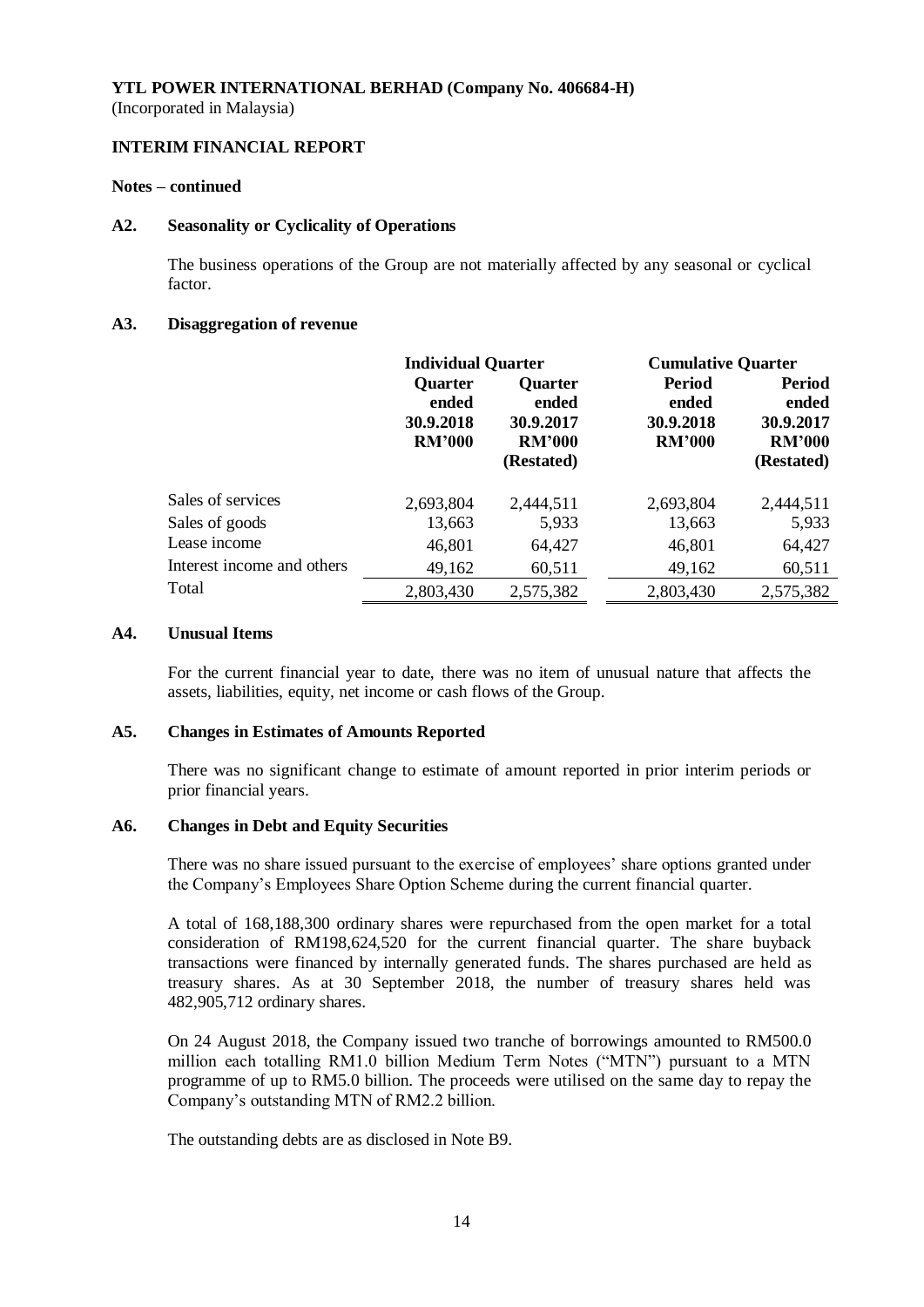**YTL POWER INTERNATIONAL BERHAD (Company No. 406684-H)**
(Incorporated in Malaysia)

**INTERIM FINANCIAL REPORT**

**Notes – continued**

### A2. Seasonality or Cyclicality of Operations

The business operations of the Group are not materially affected by any seasonal or cyclical factor.

### A3. Disaggregation of revenue

| | Individual Quarter | | Cumulative Quarter | |
|---|---|---|---|---|
| | Quarter ended 30.9.2018 RM'000 | Quarter ended 30.9.2017 RM'000 (Restated) | Period ended 30.9.2018 RM'000 | Period ended 30.9.2017 RM'000 (Restated) |
| Sales of services | 2,693,804 | 2,444,511 | 2,693,804 | 2,444,511 |
| Sales of goods | 13,663 | 5,933 | 13,663 | 5,933 |
| Lease income | 46,801 | 64,427 | 46,801 | 64,427 |
| Interest income and others | 49,162 | 60,511 | 49,162 | 60,511 |
| Total | 2,803,430 | 2,575,382 | 2,803,430 | 2,575,382 |

### A4. Unusual Items

For the current financial year to date, there was no item of unusual nature that affects the assets, liabilities, equity, net income or cash flows of the Group.

### A5. Changes in Estimates of Amounts Reported

There was no significant change to estimate of amount reported in prior interim periods or prior financial years.

### A6. Changes in Debt and Equity Securities

There was no share issued pursuant to the exercise of employees' share options granted under the Company's Employees Share Option Scheme during the current financial quarter.

A total of 168,188,300 ordinary shares were repurchased from the open market for a total consideration of RM198,624,520 for the current financial quarter. The share buyback transactions were financed by internally generated funds. The shares purchased are held as treasury shares. As at 30 September 2018, the number of treasury shares held was 482,905,712 ordinary shares.

On 24 August 2018, the Company issued two tranche of borrowings amounted to RM500.0 million each totalling RM1.0 billion Medium Term Notes ("MTN") pursuant to a MTN programme of up to RM5.0 billion. The proceeds were utilised on the same day to repay the Company's outstanding MTN of RM2.2 billion.

The outstanding debts are as disclosed in Note B9.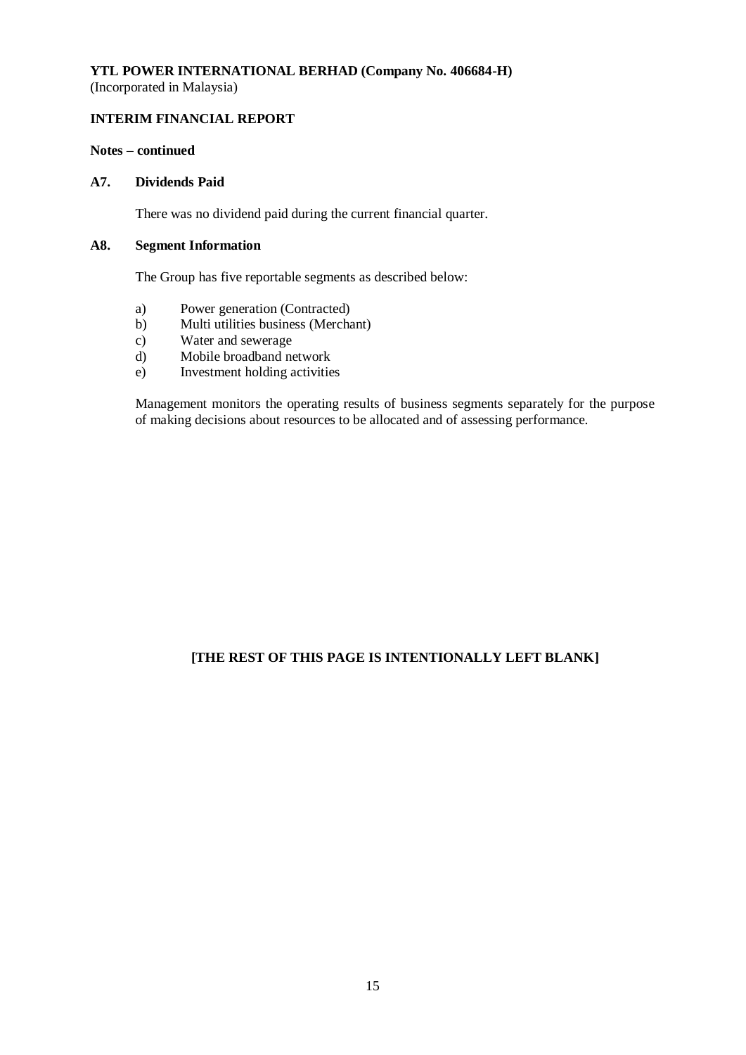**YTL POWER INTERNATIONAL BERHAD (Company No. 406684-H)**
(Incorporated in Malaysia)

**INTERIM FINANCIAL REPORT**

**Notes – continued**

**A7. Dividends Paid**

There was no dividend paid during the current financial quarter.

**A8. Segment Information**

The Group has five reportable segments as described below:

a) Power generation (Contracted)
b) Multi utilities business (Merchant)
c) Water and sewerage
d) Mobile broadband network
e) Investment holding activities

Management monitors the operating results of business segments separately for the purpose of making decisions about resources to be allocated and of assessing performance.

**[THE REST OF THIS PAGE IS INTENTIONALLY LEFT BLANK]**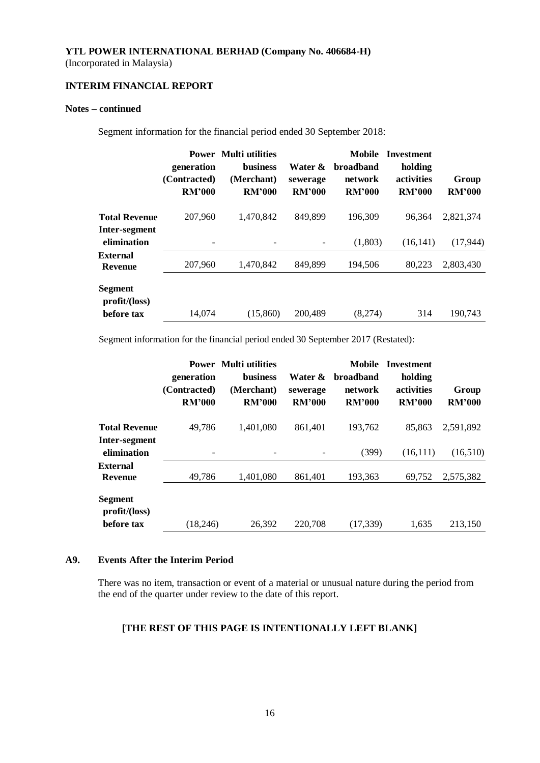**YTL POWER INTERNATIONAL BERHAD (Company No. 406684-H)**
(Incorporated in Malaysia)

**INTERIM FINANCIAL REPORT**

**Notes – continued**

Segment information for the financial period ended 30 September 2018:

| | Power generation (Contracted) RM'000 | Multi utilities business (Merchant) RM'000 | Water & sewerage RM'000 | Mobile broadband network RM'000 | Investment holding activities RM'000 | Group RM'000 |
|---|---|---|---|---|---|---|
| **Total Revenue** | 207,960 | 1,470,842 | 849,899 | 196,309 | 96,364 | 2,821,374 |
| **Inter-segment elimination** | - | - | - | (1,803) | (16,141) | (17,944) |
| **External Revenue** | 207,960 | 1,470,842 | 849,899 | 194,506 | 80,223 | 2,803,430 |
| **Segment profit/(loss) before tax** | 14,074 | (15,860) | 200,489 | (8,274) | 314 | 190,743 |

Segment information for the financial period ended 30 September 2017 (Restated):

| | Power generation (Contracted) RM'000 | Multi utilities business (Merchant) RM'000 | Water & sewerage RM'000 | Mobile broadband network RM'000 | Investment holding activities RM'000 | Group RM'000 |
|---|---|---|---|---|---|---|
| **Total Revenue** | 49,786 | 1,401,080 | 861,401 | 193,762 | 85,863 | 2,591,892 |
| **Inter-segment elimination** | - | - | - | (399) | (16,111) | (16,510) |
| **External Revenue** | 49,786 | 1,401,080 | 861,401 | 193,363 | 69,752 | 2,575,382 |
| **Segment profit/(loss) before tax** | (18,246) | 26,392 | 220,708 | (17,339) | 1,635 | 213,150 |

## A9. Events After the Interim Period

There was no item, transaction or event of a material or unusual nature during the period from the end of the quarter under review to the date of this report.

**[THE REST OF THIS PAGE IS INTENTIONALLY LEFT BLANK]**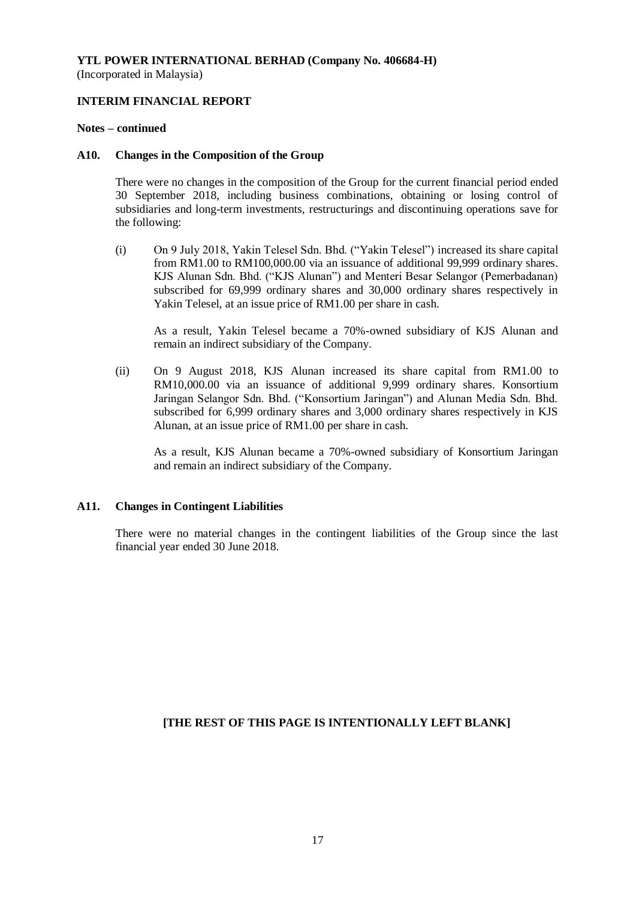**YTL POWER INTERNATIONAL BERHAD (Company No. 406684-H)**
(Incorporated in Malaysia)

**INTERIM FINANCIAL REPORT**

**Notes – continued**

## A10. Changes in the Composition of the Group

There were no changes in the composition of the Group for the current financial period ended 30 September 2018, including business combinations, obtaining or losing control of subsidiaries and long-term investments, restructurings and discontinuing operations save for the following:

(i) On 9 July 2018, Yakin Telesel Sdn. Bhd. ("Yakin Telesel") increased its share capital from RM1.00 to RM100,000.00 via an issuance of additional 99,999 ordinary shares. KJS Alunan Sdn. Bhd. ("KJS Alunan") and Menteri Besar Selangor (Pemerbadanan) subscribed for 69,999 ordinary shares and 30,000 ordinary shares respectively in Yakin Telesel, at an issue price of RM1.00 per share in cash.

As a result, Yakin Telesel became a 70%-owned subsidiary of KJS Alunan and remain an indirect subsidiary of the Company.

(ii) On 9 August 2018, KJS Alunan increased its share capital from RM1.00 to RM10,000.00 via an issuance of additional 9,999 ordinary shares. Konsortium Jaringan Selangor Sdn. Bhd. ("Konsortium Jaringan") and Alunan Media Sdn. Bhd. subscribed for 6,999 ordinary shares and 3,000 ordinary shares respectively in KJS Alunan, at an issue price of RM1.00 per share in cash.

As a result, KJS Alunan became a 70%-owned subsidiary of Konsortium Jaringan and remain an indirect subsidiary of the Company.

## A11. Changes in Contingent Liabilities

There were no material changes in the contingent liabilities of the Group since the last financial year ended 30 June 2018.

**[THE REST OF THIS PAGE IS INTENTIONALLY LEFT BLANK]**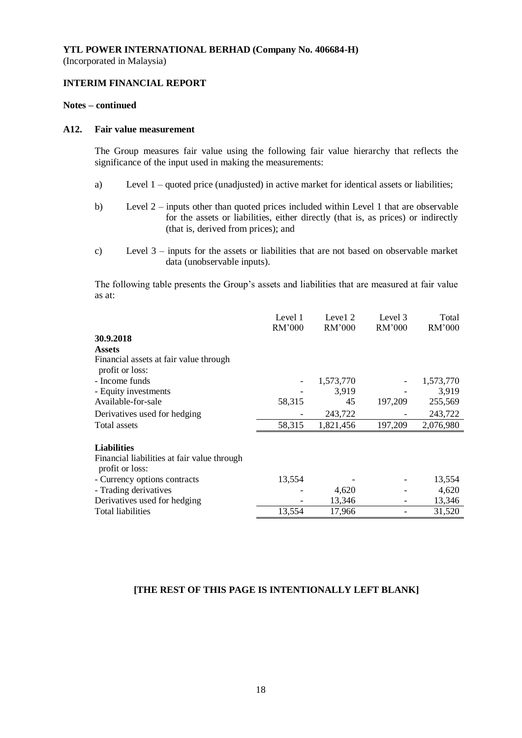**YTL POWER INTERNATIONAL BERHAD (Company No. 406684-H)**
(Incorporated in Malaysia)

**INTERIM FINANCIAL REPORT**

**Notes – continued**

### A12. Fair value measurement

The Group measures fair value using the following fair value hierarchy that reflects the significance of the input used in making the measurements:

a) Level 1 – quoted price (unadjusted) in active market for identical assets or liabilities;

b) Level 2 – inputs other than quoted prices included within Level 1 that are observable for the assets or liabilities, either directly (that is, as prices) or indirectly (that is, derived from prices); and

c) Level 3 – inputs for the assets or liabilities that are not based on observable market data (unobservable inputs).

The following table presents the Group's assets and liabilities that are measured at fair value as at:

| | Level 1 RM'000 | Leve1 2 RM'000 | Level 3 RM'000 | Total RM'000 |
|---|---|---|---|---|
| **30.9.2018** | | | | |
| **Assets** | | | | |
| Financial assets at fair value through profit or loss: | | | | |
| - Income funds | - | 1,573,770 | - | 1,573,770 |
| - Equity investments | - | 3,919 | - | 3,919 |
| Available-for-sale | 58,315 | 45 | 197,209 | 255,569 |
| Derivatives used for hedging | - | 243,722 | - | 243,722 |
| Total assets | 58,315 | 1,821,456 | 197,209 | 2,076,980 |
| | | | | |
| **Liabilities** | | | | |
| Financial liabilities at fair value through profit or loss: | | | | |
| - Currency options contracts | 13,554 | - | - | 13,554 |
| - Trading derivatives | - | 4,620 | - | 4,620 |
| Derivatives used for hedging | - | 13,346 | - | 13,346 |
| Total liabilities | 13,554 | 17,966 | - | 31,520 |

**[THE REST OF THIS PAGE IS INTENTIONALLY LEFT BLANK]**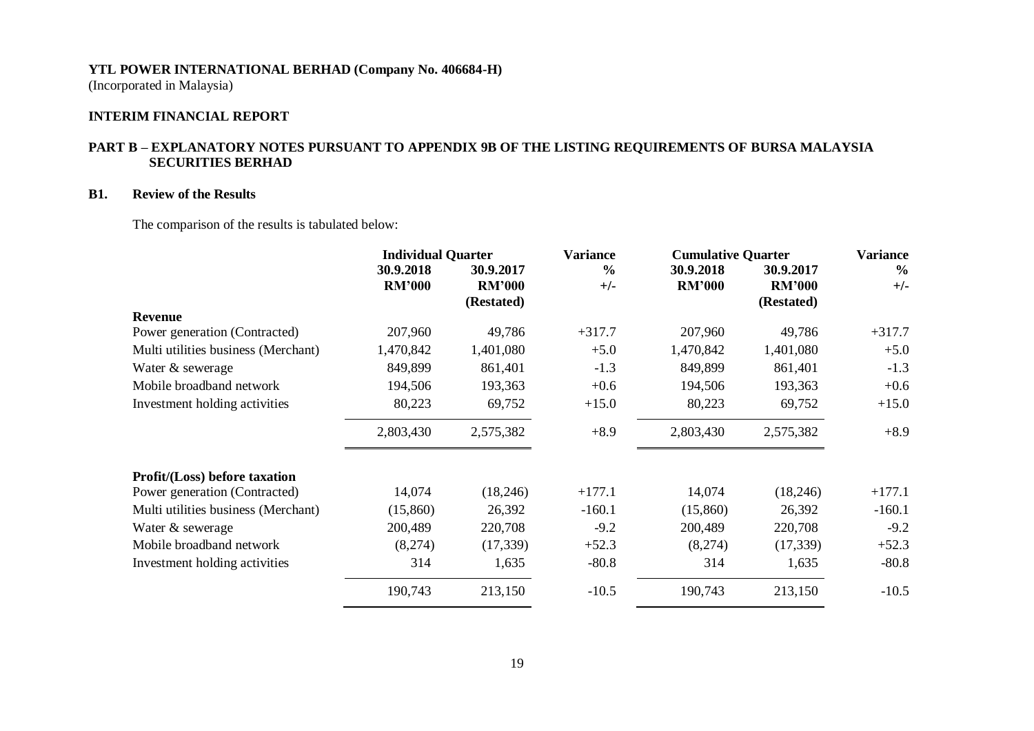**YTL POWER INTERNATIONAL BERHAD (Company No. 406684-H)**
(Incorporated in Malaysia)

**INTERIM FINANCIAL REPORT**

**PART B – EXPLANATORY NOTES PURSUANT TO APPENDIX 9B OF THE LISTING REQUIREMENTS OF BURSA MALAYSIA SECURITIES BERHAD**

**B1. Review of the Results**

The comparison of the results is tabulated below:

| | Individual Quarter | | Variance | Cumulative Quarter | | Variance |
|---|---|---|---|---|---|---|
| | 30.9.2018 | 30.9.2017 | % | 30.9.2018 | 30.9.2017 | % |
| | RM'000 | RM'000 (Restated) | +/- | RM'000 | RM'000 (Restated) | +/- |
| **Revenue** | | | | | | |
| Power generation (Contracted) | 207,960 | 49,786 | +317.7 | 207,960 | 49,786 | +317.7 |
| Multi utilities business (Merchant) | 1,470,842 | 1,401,080 | +5.0 | 1,470,842 | 1,401,080 | +5.0 |
| Water & sewerage | 849,899 | 861,401 | -1.3 | 849,899 | 861,401 | -1.3 |
| Mobile broadband network | 194,506 | 193,363 | +0.6 | 194,506 | 193,363 | +0.6 |
| Investment holding activities | 80,223 | 69,752 | +15.0 | 80,223 | 69,752 | +15.0 |
| | 2,803,430 | 2,575,382 | +8.9 | 2,803,430 | 2,575,382 | +8.9 |
| **Profit/(Loss) before taxation** | | | | | | |
| Power generation (Contracted) | 14,074 | (18,246) | +177.1 | 14,074 | (18,246) | +177.1 |
| Multi utilities business (Merchant) | (15,860) | 26,392 | -160.1 | (15,860) | 26,392 | -160.1 |
| Water & sewerage | 200,489 | 220,708 | -9.2 | 200,489 | 220,708 | -9.2 |
| Mobile broadband network | (8,274) | (17,339) | +52.3 | (8,274) | (17,339) | +52.3 |
| Investment holding activities | 314 | 1,635 | -80.8 | 314 | 1,635 | -80.8 |
| | 190,743 | 213,150 | -10.5 | 190,743 | 213,150 | -10.5 |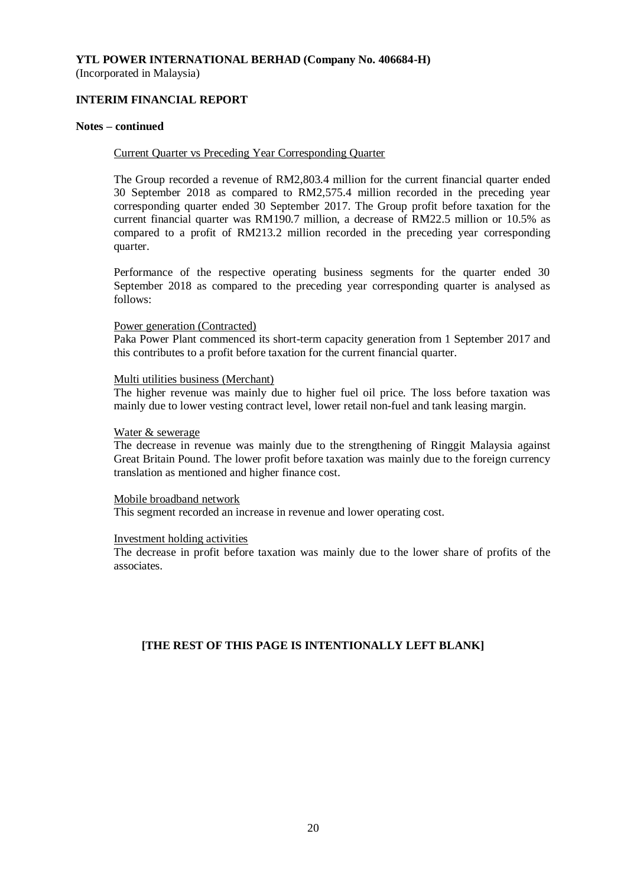**YTL POWER INTERNATIONAL BERHAD (Company No. 406684-H)**
(Incorporated in Malaysia)

**INTERIM FINANCIAL REPORT**

**Notes – continued**

Current Quarter vs Preceding Year Corresponding Quarter

The Group recorded a revenue of RM2,803.4 million for the current financial quarter ended 30 September 2018 as compared to RM2,575.4 million recorded in the preceding year corresponding quarter ended 30 September 2017. The Group profit before taxation for the current financial quarter was RM190.7 million, a decrease of RM22.5 million or 10.5% as compared to a profit of RM213.2 million recorded in the preceding year corresponding quarter.

Performance of the respective operating business segments for the quarter ended 30 September 2018 as compared to the preceding year corresponding quarter is analysed as follows:

Power generation (Contracted)

Paka Power Plant commenced its short-term capacity generation from 1 September 2017 and this contributes to a profit before taxation for the current financial quarter.

Multi utilities business (Merchant)

The higher revenue was mainly due to higher fuel oil price. The loss before taxation was mainly due to lower vesting contract level, lower retail non-fuel and tank leasing margin.

Water & sewerage

The decrease in revenue was mainly due to the strengthening of Ringgit Malaysia against Great Britain Pound. The lower profit before taxation was mainly due to the foreign currency translation as mentioned and higher finance cost.

Mobile broadband network

This segment recorded an increase in revenue and lower operating cost.

Investment holding activities

The decrease in profit before taxation was mainly due to the lower share of profits of the associates.

**[THE REST OF THIS PAGE IS INTENTIONALLY LEFT BLANK]**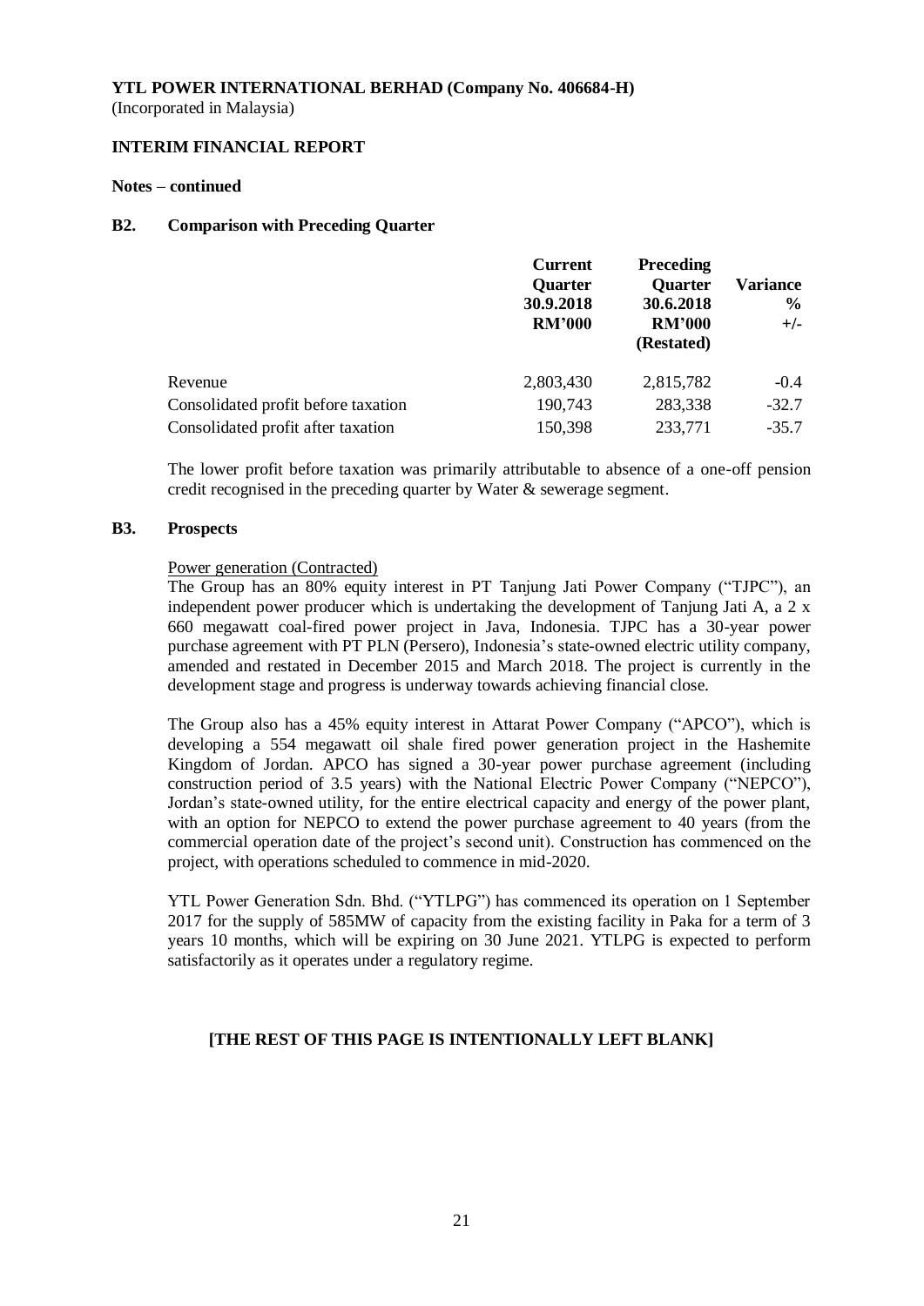**YTL POWER INTERNATIONAL BERHAD (Company No. 406684-H)**
(Incorporated in Malaysia)

**INTERIM FINANCIAL REPORT**

**Notes – continued**

## B2. Comparison with Preceding Quarter

| | Current Quarter 30.9.2018 RM'000 | Preceding Quarter 30.6.2018 RM'000 (Restated) | Variance % +/- |
|---|---|---|---|
| Revenue | 2,803,430 | 2,815,782 | -0.4 |
| Consolidated profit before taxation | 190,743 | 283,338 | -32.7 |
| Consolidated profit after taxation | 150,398 | 233,771 | -35.7 |

The lower profit before taxation was primarily attributable to absence of a one-off pension credit recognised in the preceding quarter by Water & sewerage segment.

## B3. Prospects

Power generation (Contracted)

The Group has an 80% equity interest in PT Tanjung Jati Power Company ("TJPC"), an independent power producer which is undertaking the development of Tanjung Jati A, a 2 x 660 megawatt coal-fired power project in Java, Indonesia. TJPC has a 30-year power purchase agreement with PT PLN (Persero), Indonesia's state-owned electric utility company, amended and restated in December 2015 and March 2018. The project is currently in the development stage and progress is underway towards achieving financial close.

The Group also has a 45% equity interest in Attarat Power Company ("APCO"), which is developing a 554 megawatt oil shale fired power generation project in the Hashemite Kingdom of Jordan. APCO has signed a 30-year power purchase agreement (including construction period of 3.5 years) with the National Electric Power Company ("NEPCO"), Jordan's state-owned utility, for the entire electrical capacity and energy of the power plant, with an option for NEPCO to extend the power purchase agreement to 40 years (from the commercial operation date of the project's second unit). Construction has commenced on the project, with operations scheduled to commence in mid-2020.

YTL Power Generation Sdn. Bhd. ("YTLPG") has commenced its operation on 1 September 2017 for the supply of 585MW of capacity from the existing facility in Paka for a term of 3 years 10 months, which will be expiring on 30 June 2021. YTLPG is expected to perform satisfactorily as it operates under a regulatory regime.

**[THE REST OF THIS PAGE IS INTENTIONALLY LEFT BLANK]**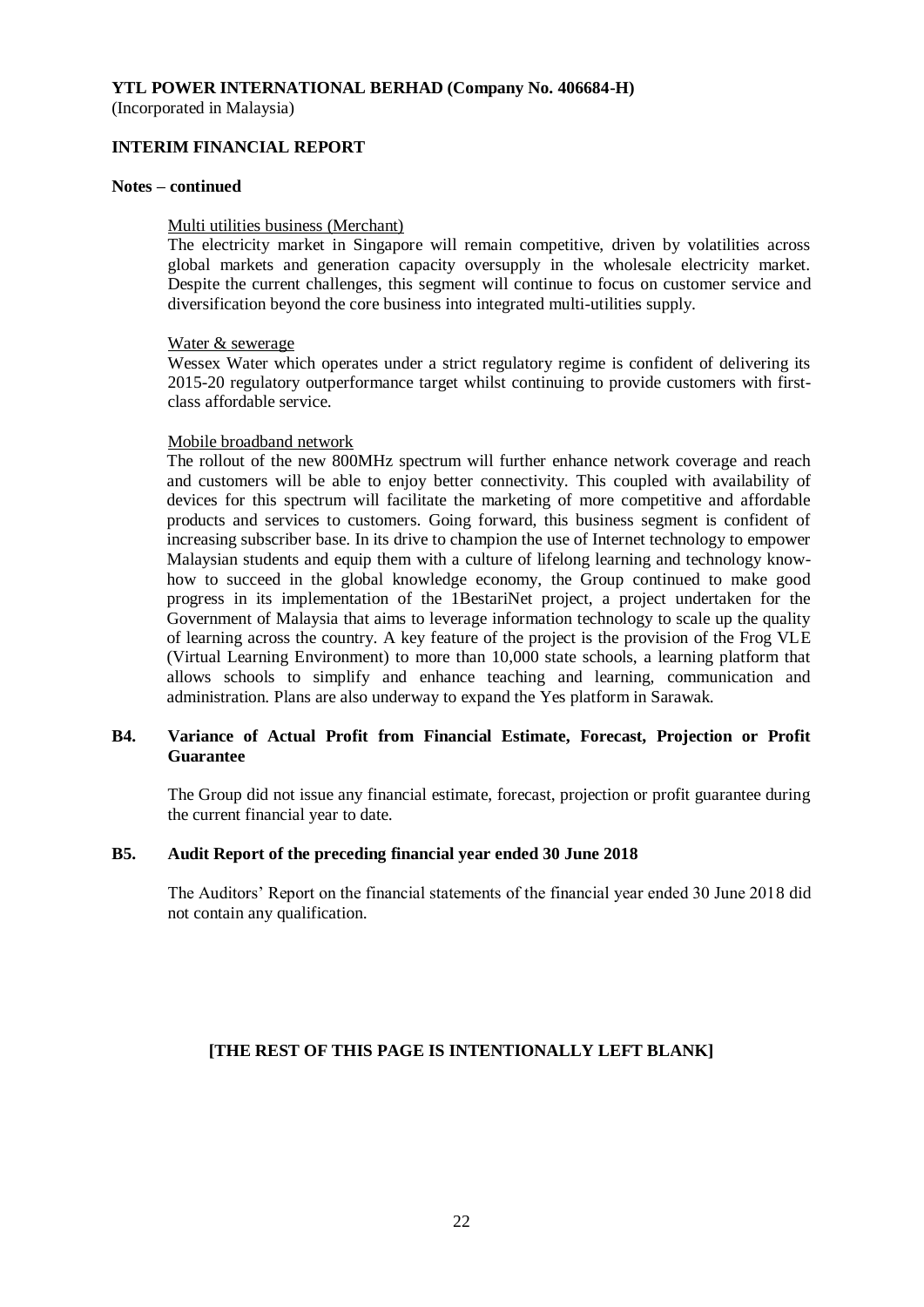**Notes – continued**

Multi utilities business (Merchant)

The electricity market in Singapore will remain competitive, driven by volatilities across global markets and generation capacity oversupply in the wholesale electricity market. Despite the current challenges, this segment will continue to focus on customer service and diversification beyond the core business into integrated multi-utilities supply.

Water & sewerage

Wessex Water which operates under a strict regulatory regime is confident of delivering its 2015-20 regulatory outperformance target whilst continuing to provide customers with first-class affordable service.

Mobile broadband network

The rollout of the new 800MHz spectrum will further enhance network coverage and reach and customers will be able to enjoy better connectivity. This coupled with availability of devices for this spectrum will facilitate the marketing of more competitive and affordable products and services to customers. Going forward, this business segment is confident of increasing subscriber base. In its drive to champion the use of Internet technology to empower Malaysian students and equip them with a culture of lifelong learning and technology know-how to succeed in the global knowledge economy, the Group continued to make good progress in its implementation of the 1BestariNet project, a project undertaken for the Government of Malaysia that aims to leverage information technology to scale up the quality of learning across the country. A key feature of the project is the provision of the Frog VLE (Virtual Learning Environment) to more than 10,000 state schools, a learning platform that allows schools to simplify and enhance teaching and learning, communication and administration. Plans are also underway to expand the Yes platform in Sarawak.

**B4. Variance of Actual Profit from Financial Estimate, Forecast, Projection or Profit Guarantee**

The Group did not issue any financial estimate, forecast, projection or profit guarantee during the current financial year to date.

**B5. Audit Report of the preceding financial year ended 30 June 2018**

The Auditors' Report on the financial statements of the financial year ended 30 June 2018 did not contain any qualification.

**[THE REST OF THIS PAGE IS INTENTIONALLY LEFT BLANK]**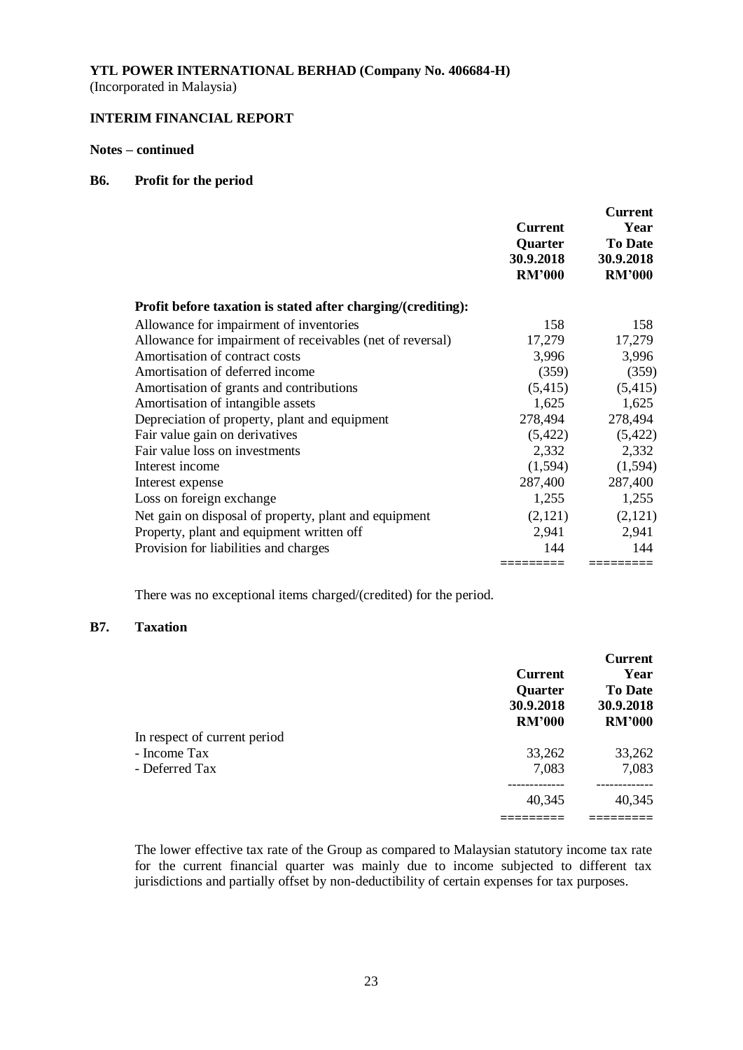**YTL POWER INTERNATIONAL BERHAD (Company No. 406684-H)**
(Incorporated in Malaysia)

**INTERIM FINANCIAL REPORT**

**Notes – continued**

### B6. Profit for the period

| | Current Quarter 30.9.2018 RM'000 | Current Year To Date 30.9.2018 RM'000 |
|---|---|---|
| **Profit before taxation is stated after charging/(crediting):** | | |
| Allowance for impairment of inventories | 158 | 158 |
| Allowance for impairment of receivables (net of reversal) | 17,279 | 17,279 |
| Amortisation of contract costs | 3,996 | 3,996 |
| Amortisation of deferred income | (359) | (359) |
| Amortisation of grants and contributions | (5,415) | (5,415) |
| Amortisation of intangible assets | 1,625 | 1,625 |
| Depreciation of property, plant and equipment | 278,494 | 278,494 |
| Fair value gain on derivatives | (5,422) | (5,422) |
| Fair value loss on investments | 2,332 | 2,332 |
| Interest income | (1,594) | (1,594) |
| Interest expense | 287,400 | 287,400 |
| Loss on foreign exchange | 1,255 | 1,255 |
| Net gain on disposal of property, plant and equipment | (2,121) | (2,121) |
| Property, plant and equipment written off | 2,941 | 2,941 |
| Provision for liabilities and charges | 144 | 144 |

There was no exceptional items charged/(credited) for the period.

### B7. Taxation

| | Current Quarter 30.9.2018 RM'000 | Current Year To Date 30.9.2018 RM'000 |
|---|---|---|
| In respect of current period | | |
| - Income Tax | 33,262 | 33,262 |
| - Deferred Tax | 7,083 | 7,083 |
| | 40,345 | 40,345 |

The lower effective tax rate of the Group as compared to Malaysian statutory income tax rate for the current financial quarter was mainly due to income subjected to different tax jurisdictions and partially offset by non-deductibility of certain expenses for tax purposes.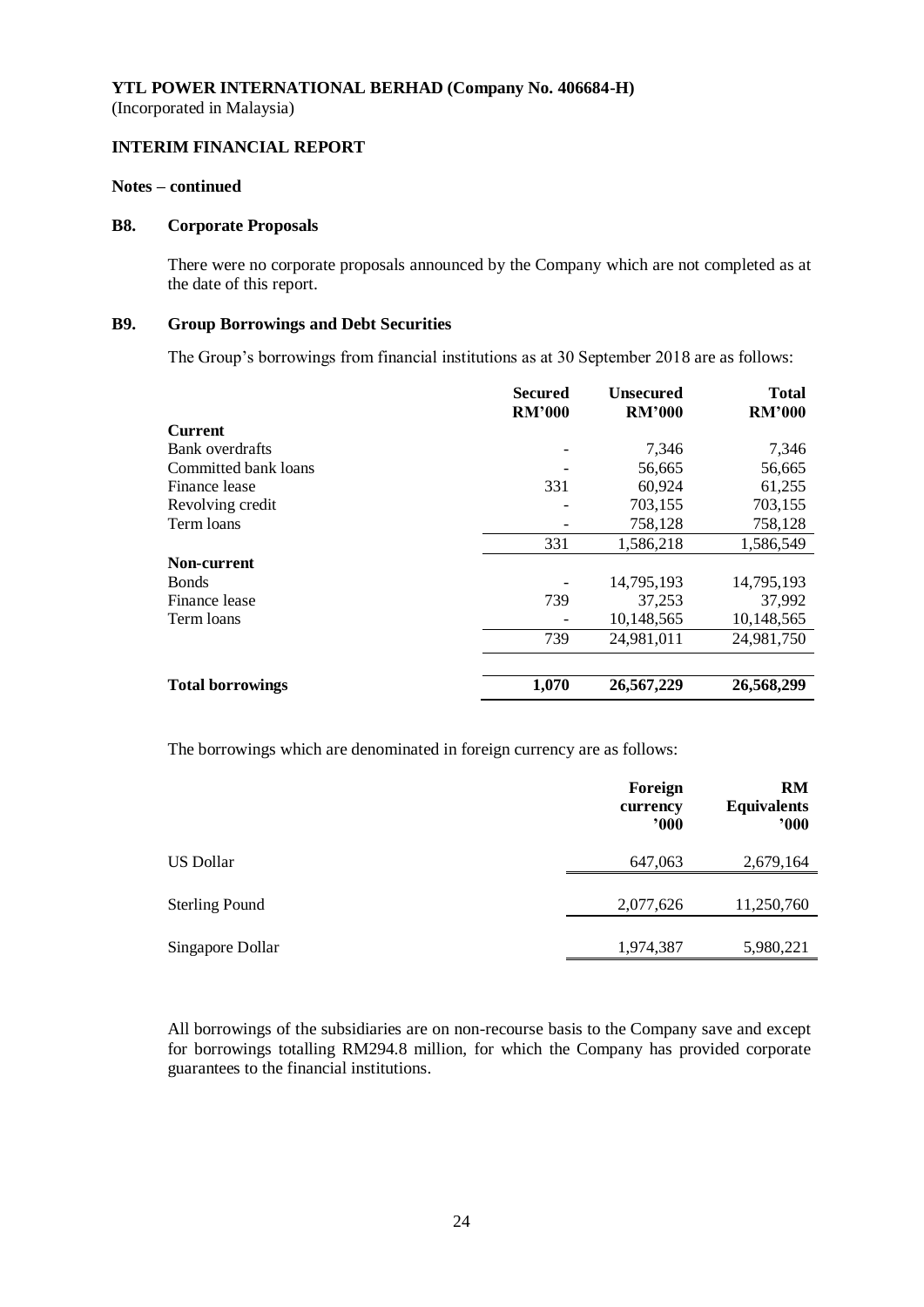**YTL POWER INTERNATIONAL BERHAD (Company No. 406684-H)**
(Incorporated in Malaysia)

**INTERIM FINANCIAL REPORT**

**Notes – continued**

### B8. Corporate Proposals

There were no corporate proposals announced by the Company which are not completed as at the date of this report.

### B9. Group Borrowings and Debt Securities

The Group's borrowings from financial institutions as at 30 September 2018 are as follows:

| | Secured RM'000 | Unsecured RM'000 | Total RM'000 |
|---|---|---|---|
| **Current** | | | |
| Bank overdrafts | - | 7,346 | 7,346 |
| Committed bank loans | - | 56,665 | 56,665 |
| Finance lease | 331 | 60,924 | 61,255 |
| Revolving credit | - | 703,155 | 703,155 |
| Term loans | - | 758,128 | 758,128 |
| | 331 | 1,586,218 | 1,586,549 |
| **Non-current** | | | |
| Bonds | - | 14,795,193 | 14,795,193 |
| Finance lease | 739 | 37,253 | 37,992 |
| Term loans | - | 10,148,565 | 10,148,565 |
| | 739 | 24,981,011 | 24,981,750 |
| **Total borrowings** | **1,070** | **26,567,229** | **26,568,299** |

The borrowings which are denominated in foreign currency are as follows:

| | Foreign currency '000 | RM Equivalents '000 |
|---|---|---|
| US Dollar | 647,063 | 2,679,164 |
| Sterling Pound | 2,077,626 | 11,250,760 |
| Singapore Dollar | 1,974,387 | 5,980,221 |

All borrowings of the subsidiaries are on non-recourse basis to the Company save and except for borrowings totalling RM294.8 million, for which the Company has provided corporate guarantees to the financial institutions.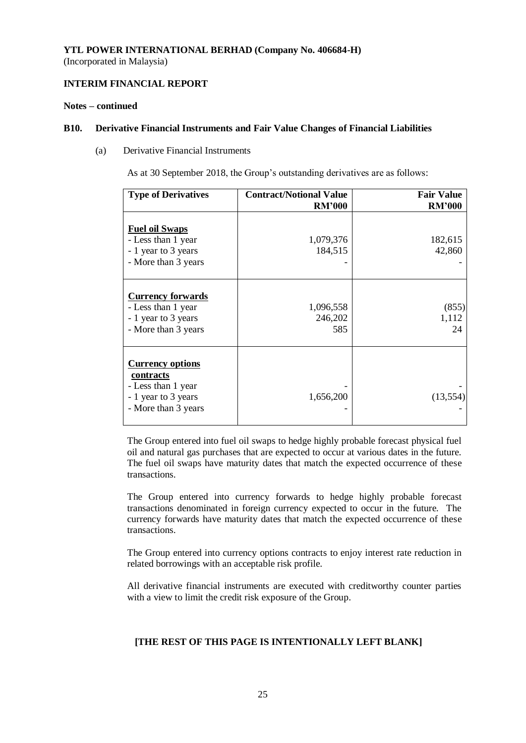**YTL POWER INTERNATIONAL BERHAD (Company No. 406684-H)**
(Incorporated in Malaysia)

**INTERIM FINANCIAL REPORT**

**Notes – continued**

**B10. Derivative Financial Instruments and Fair Value Changes of Financial Liabilities**

(a) Derivative Financial Instruments

As at 30 September 2018, the Group's outstanding derivatives are as follows:

| Type of Derivatives | Contract/Notional Value RM'000 | Fair Value RM'000 |
|---|---|---|
| **Fuel oil Swaps** | | |
| - Less than 1 year | 1,079,376 | 182,615 |
| - 1 year to 3 years | 184,515 | 42,860 |
| - More than 3 years | - | - |
| **Currency forwards** | | |
| - Less than 1 year | 1,096,558 | (855) |
| - 1 year to 3 years | 246,202 | 1,112 |
| - More than 3 years | 585 | 24 |
| **Currency options contracts** | | |
| - Less than 1 year | - | - |
| - 1 year to 3 years | 1,656,200 | (13,554) |
| - More than 3 years | - | - |

The Group entered into fuel oil swaps to hedge highly probable forecast physical fuel oil and natural gas purchases that are expected to occur at various dates in the future. The fuel oil swaps have maturity dates that match the expected occurrence of these transactions.

The Group entered into currency forwards to hedge highly probable forecast transactions denominated in foreign currency expected to occur in the future. The currency forwards have maturity dates that match the expected occurrence of these transactions.

The Group entered into currency options contracts to enjoy interest rate reduction in related borrowings with an acceptable risk profile.

All derivative financial instruments are executed with creditworthy counter parties with a view to limit the credit risk exposure of the Group.

**[THE REST OF THIS PAGE IS INTENTIONALLY LEFT BLANK]**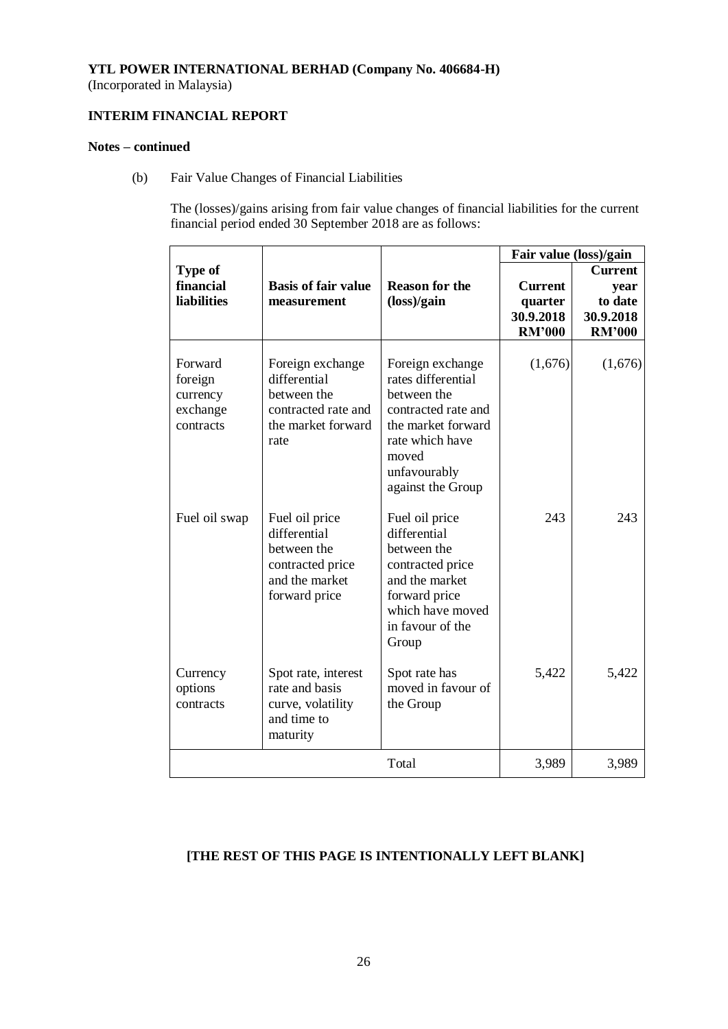**YTL POWER INTERNATIONAL BERHAD (Company No. 406684-H)**
(Incorporated in Malaysia)

**INTERIM FINANCIAL REPORT**

**Notes – continued**

(b) Fair Value Changes of Financial Liabilities

The (losses)/gains arising from fair value changes of financial liabilities for the current financial period ended 30 September 2018 are as follows:

| | | | Fair value (loss)/gain | |
|---|---|---|---|---|
| **Type of financial liabilities** | **Basis of fair value measurement** | **Reason for the (loss)/gain** | **Current quarter 30.9.2018 RM'000** | **Current year to date 30.9.2018 RM'000** |
| Forward foreign currency exchange contracts | Foreign exchange differential between the contracted rate and the market forward rate | Foreign exchange rates differential between the contracted rate and the market forward rate which have moved unfavourably against the Group | (1,676) | (1,676) |
| Fuel oil swap | Fuel oil price differential between the contracted price and the market forward price | Fuel oil price differential between the contracted price and the market forward price which have moved in favour of the Group | 243 | 243 |
| Currency options contracts | Spot rate, interest rate and basis curve, volatility and time to maturity | Spot rate has moved in favour of the Group | 5,422 | 5,422 |
| | | Total | 3,989 | 3,989 |

**[THE REST OF THIS PAGE IS INTENTIONALLY LEFT BLANK]**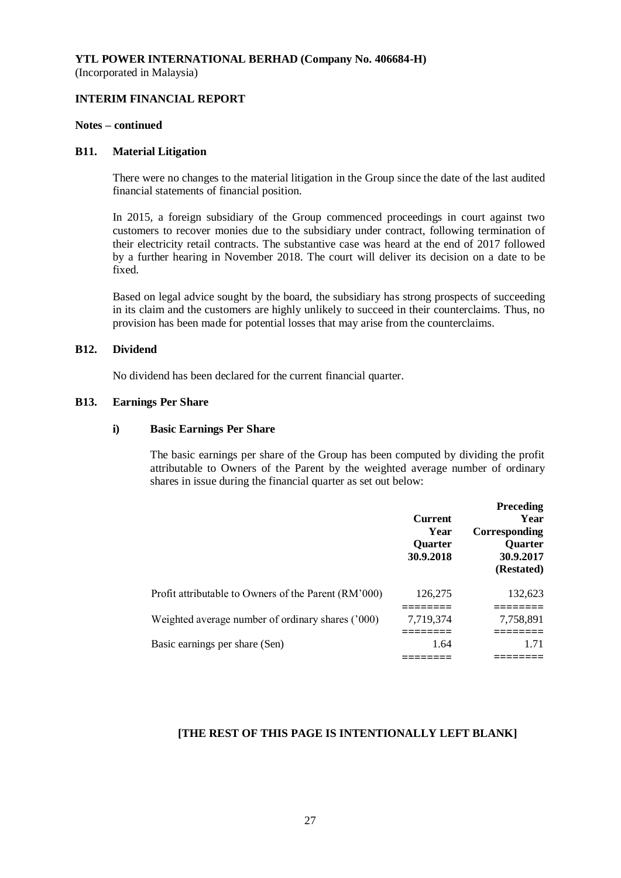**YTL POWER INTERNATIONAL BERHAD (Company No. 406684-H)**
(Incorporated in Malaysia)

**INTERIM FINANCIAL REPORT**

**Notes – continued**

## B11. Material Litigation

There were no changes to the material litigation in the Group since the date of the last audited financial statements of financial position.

In 2015, a foreign subsidiary of the Group commenced proceedings in court against two customers to recover monies due to the subsidiary under contract, following termination of their electricity retail contracts. The substantive case was heard at the end of 2017 followed by a further hearing in November 2018. The court will deliver its decision on a date to be fixed.

Based on legal advice sought by the board, the subsidiary has strong prospects of succeeding in its claim and the customers are highly unlikely to succeed in their counterclaims. Thus, no provision has been made for potential losses that may arise from the counterclaims.

## B12. Dividend

No dividend has been declared for the current financial quarter.

## B13. Earnings Per Share

### i) Basic Earnings Per Share

The basic earnings per share of the Group has been computed by dividing the profit attributable to Owners of the Parent by the weighted average number of ordinary shares in issue during the financial quarter as set out below:

| | Current Year Quarter 30.9.2018 | Preceding Year Corresponding Quarter 30.9.2017 (Restated) |
|---|---|---|
| Profit attributable to Owners of the Parent (RM'000) | 126,275 | 132,623 |
| Weighted average number of ordinary shares ('000) | 7,719,374 | 7,758,891 |
| Basic earnings per share (Sen) | 1.64 | 1.71 |

**[THE REST OF THIS PAGE IS INTENTIONALLY LEFT BLANK]**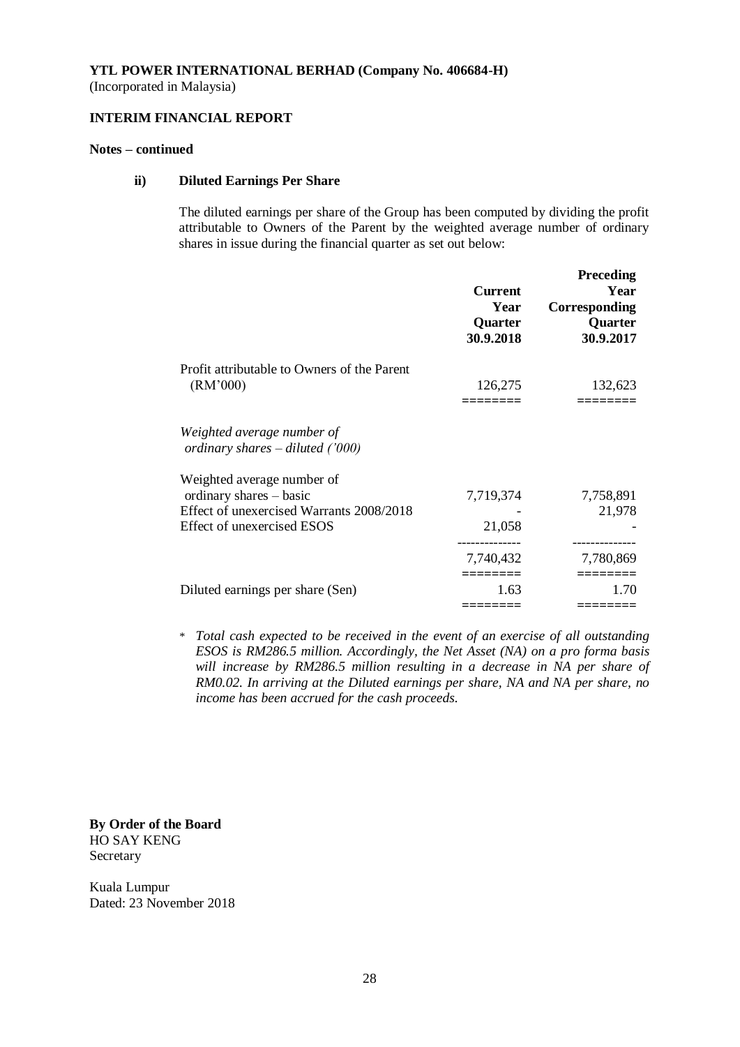**YTL POWER INTERNATIONAL BERHAD (Company No. 406684-H)**
(Incorporated in Malaysia)

**INTERIM FINANCIAL REPORT**

**Notes – continued**

**ii) Diluted Earnings Per Share**

The diluted earnings per share of the Group has been computed by dividing the profit attributable to Owners of the Parent by the weighted average number of ordinary shares in issue during the financial quarter as set out below:

| | Current Year Quarter 30.9.2018 | Preceding Year Corresponding Quarter 30.9.2017 |
|---|---|---|
| Profit attributable to Owners of the Parent (RM'000) | 126,275 | 132,623 |
| *Weighted average number of ordinary shares – diluted ('000)* | | |
| Weighted average number of ordinary shares – basic | 7,719,374 | 7,758,891 |
| Effect of unexercised Warrants 2008/2018 | - | 21,978 |
| Effect of unexercised ESOS | 21,058 | - |
| | 7,740,432 | 7,780,869 |
| Diluted earnings per share (Sen) | 1.63 | 1.70 |

\* *Total cash expected to be received in the event of an exercise of all outstanding ESOS is RM286.5 million. Accordingly, the Net Asset (NA) on a pro forma basis will increase by RM286.5 million resulting in a decrease in NA per share of RM0.02. In arriving at the Diluted earnings per share, NA and NA per share, no income has been accrued for the cash proceeds.*

**By Order of the Board**
HO SAY KENG
Secretary

Kuala Lumpur
Dated: 23 November 2018